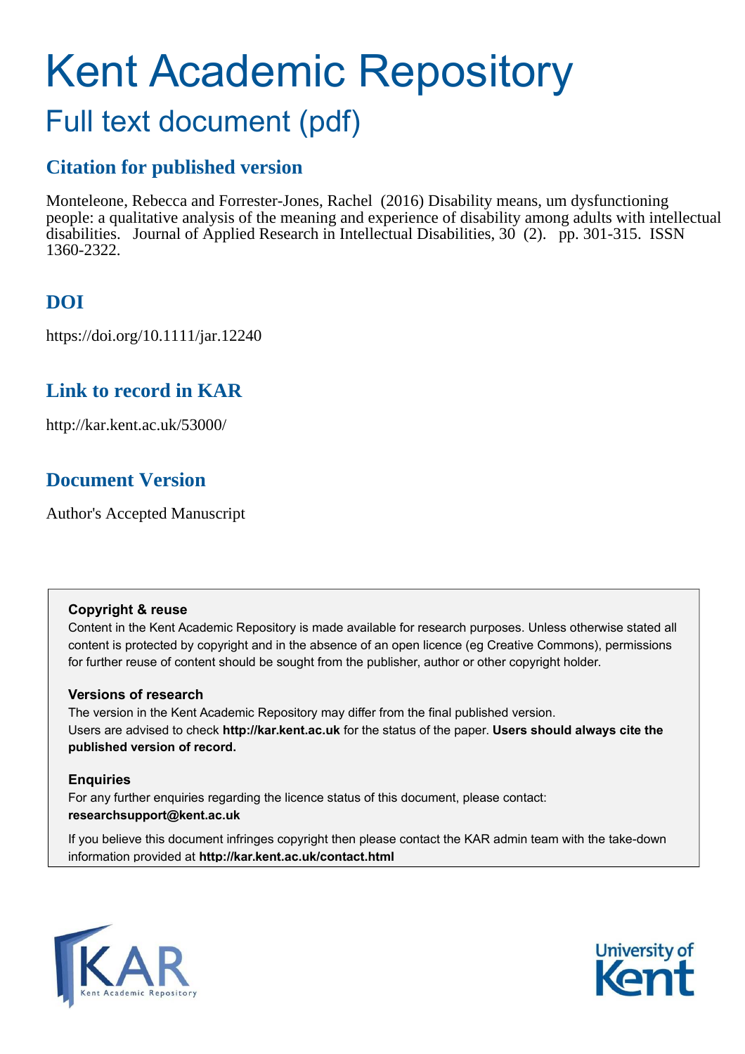# Kent Academic Repository

## Full text document (pdf)

### Citation for published version

Monteleone, Rebecca and Forrester-Jones, Rachel (2016) Disability means, um dysfunctioning people: a qualitative analysis of the meaning and experience of disability among adults with intellectual disabilities. Journal of Applied Research in Intellectual Disabilities, 30 (2). pp. 301-315. ISSN 1360-2322.

### DOI

https://doi.org/10.1111/jar.12240

### Link to record in KAR

http://kar.kent.ac.uk/53000/

### Document Version

Author's Accepted Manuscript

**Copyright & reuse**

Content in the Kent Academic Repository is made available for research purposes. Unless otherwise stated all content is protected by copyright and in the absence of an open licence (eg Creative Commons), permissions for further reuse of content should be sought from the publisher, author or other copyright holder.

**Versions of research**

The version in the Kent Academic Repository may differ from the final published version.
Users are advised to check **http://kar.kent.ac.uk** for the status of the paper. **Users should always cite the published version of record.**

**Enquiries**

For any further enquiries regarding the licence status of this document, please contact:
**researchsupport@kent.ac.uk**

If you believe this document infringes copyright then please contact the KAR admin team with the take-down information provided at **http://kar.kent.ac.uk/contact.html**

KAR Kent Academic Repository

University of Kent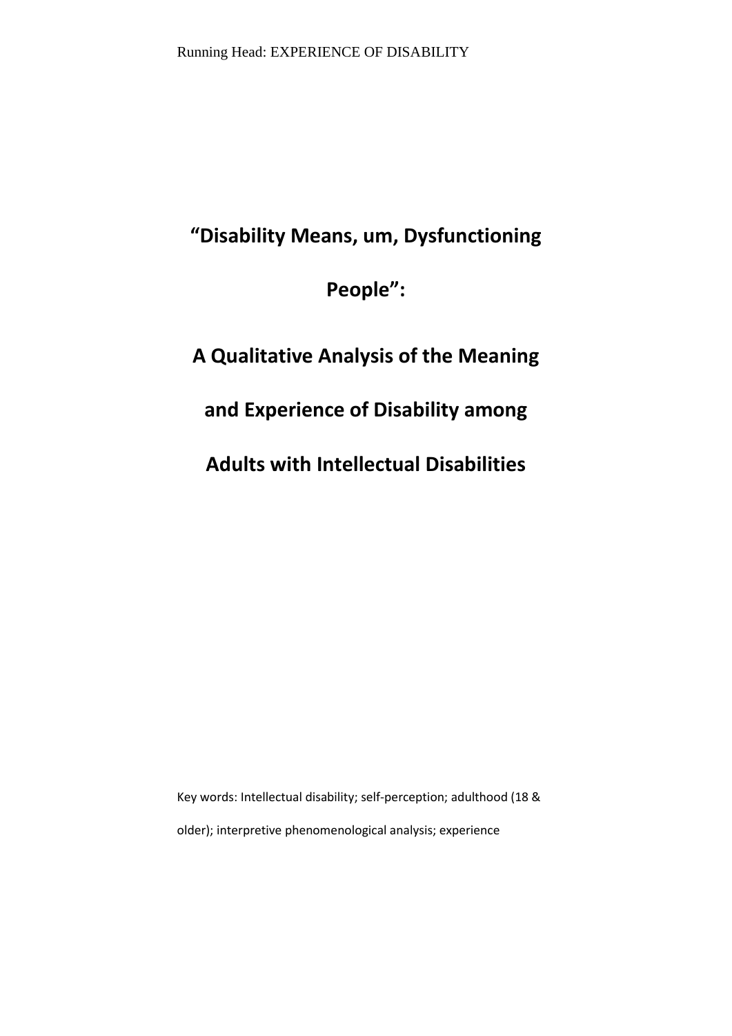# "Disability Means, um, Dysfunctioning People":

# A Qualitative Analysis of the Meaning and Experience of Disability among Adults with Intellectual Disabilities

Key words: Intellectual disability; self-perception; adulthood (18 & older); interpretive phenomenological analysis; experience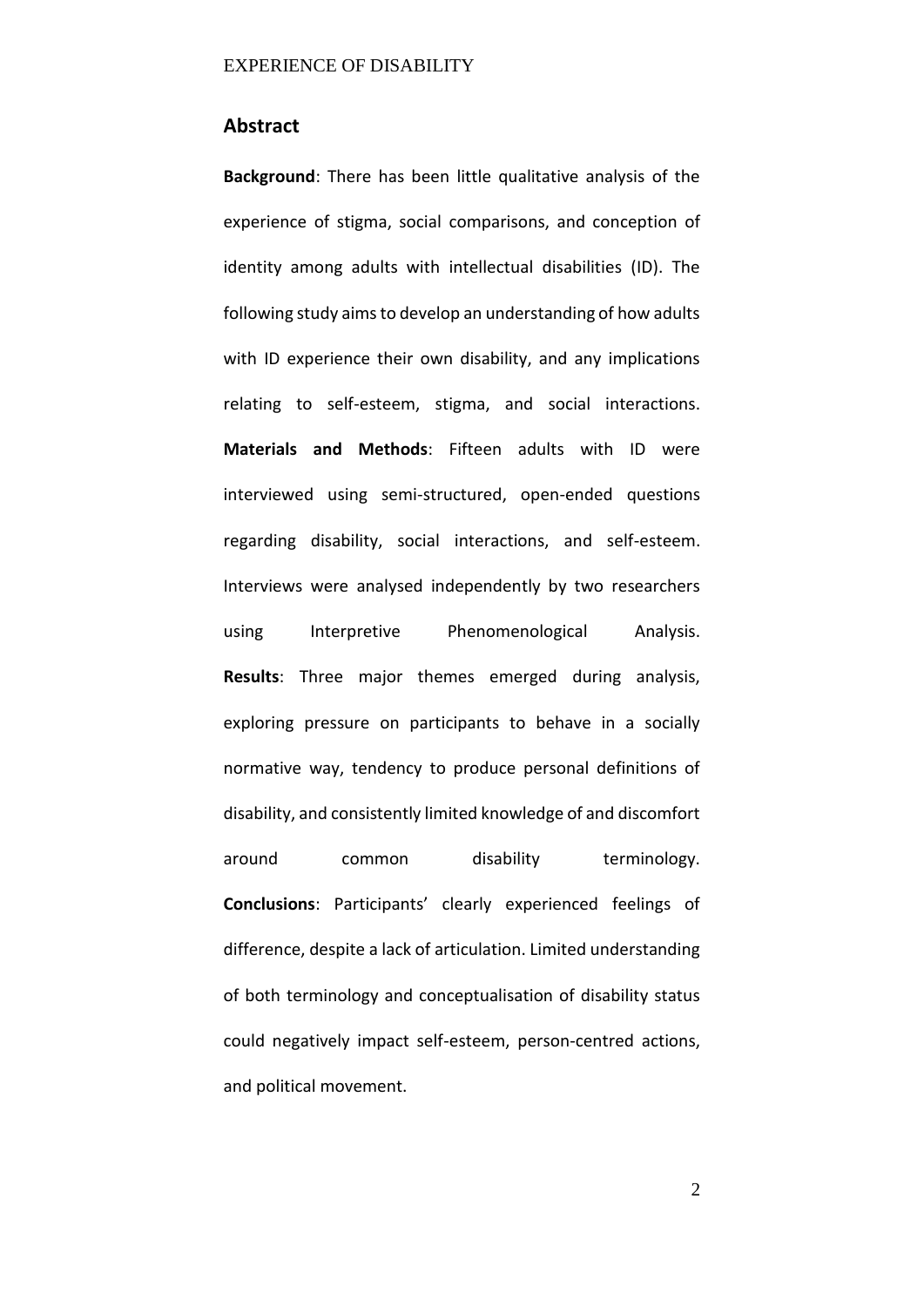## Abstract

**Background**: There has been little qualitative analysis of the experience of stigma, social comparisons, and conception of identity among adults with intellectual disabilities (ID). The following study aims to develop an understanding of how adults with ID experience their own disability, and any implications relating to self-esteem, stigma, and social interactions. **Materials and Methods**: Fifteen adults with ID were interviewed using semi-structured, open-ended questions regarding disability, social interactions, and self-esteem. Interviews were analysed independently by two researchers using Interpretive Phenomenological Analysis. **Results**: Three major themes emerged during analysis, exploring pressure on participants to behave in a socially normative way, tendency to produce personal definitions of disability, and consistently limited knowledge of and discomfort around common disability terminology. **Conclusions**: Participants' clearly experienced feelings of difference, despite a lack of articulation. Limited understanding of both terminology and conceptualisation of disability status could negatively impact self-esteem, person-centred actions, and political movement.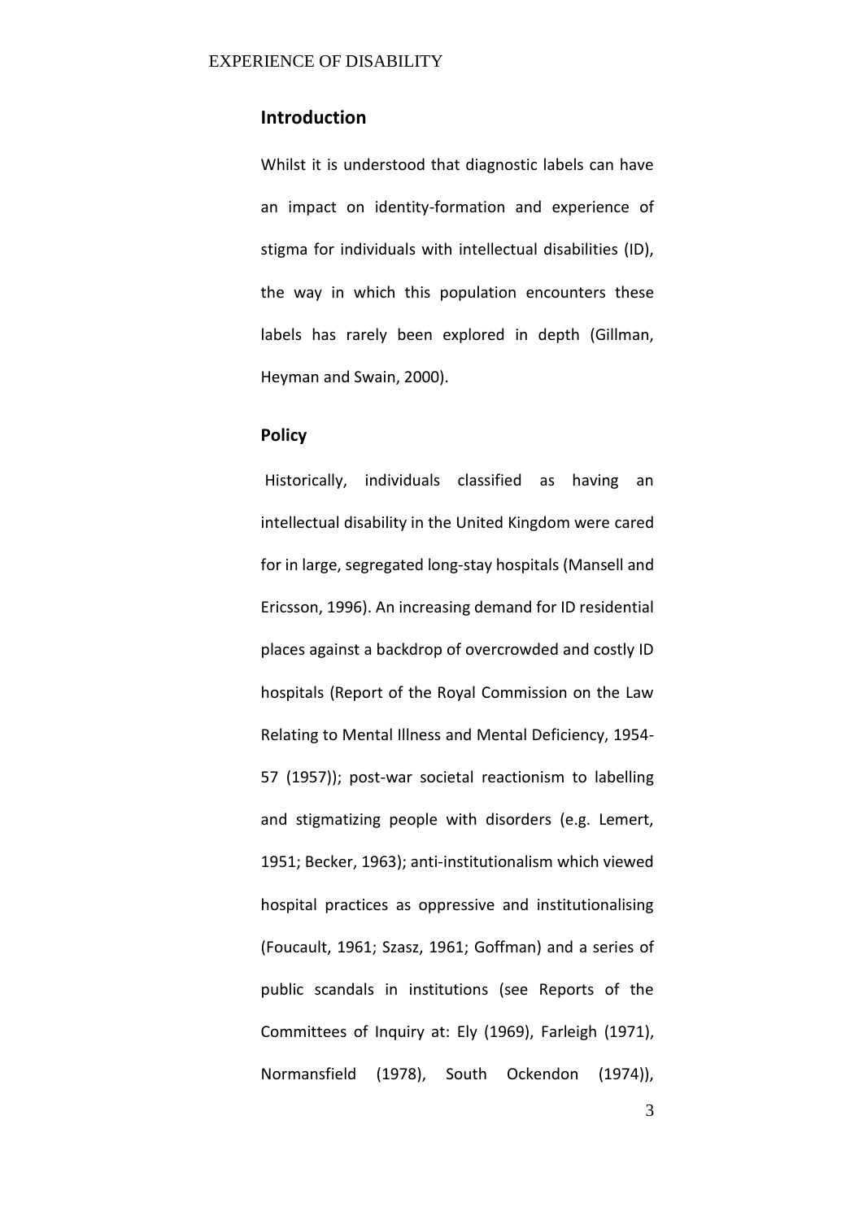## Introduction

Whilst it is understood that diagnostic labels can have an impact on identity-formation and experience of stigma for individuals with intellectual disabilities (ID), the way in which this population encounters these labels has rarely been explored in depth (Gillman, Heyman and Swain, 2000).

## Policy

Historically, individuals classified as having an intellectual disability in the United Kingdom were cared for in large, segregated long-stay hospitals (Mansell and Ericsson, 1996). An increasing demand for ID residential places against a backdrop of overcrowded and costly ID hospitals (Report of the Royal Commission on the Law Relating to Mental Illness and Mental Deficiency, 1954-57 (1957)); post-war societal reactionism to labelling and stigmatizing people with disorders (e.g. Lemert, 1951; Becker, 1963); anti-institutionalism which viewed hospital practices as oppressive and institutionalising (Foucault, 1961; Szasz, 1961; Goffman) and a series of public scandals in institutions (see Reports of the Committees of Inquiry at: Ely (1969), Farleigh (1971), Normansfield (1978), South Ockendon (1974)),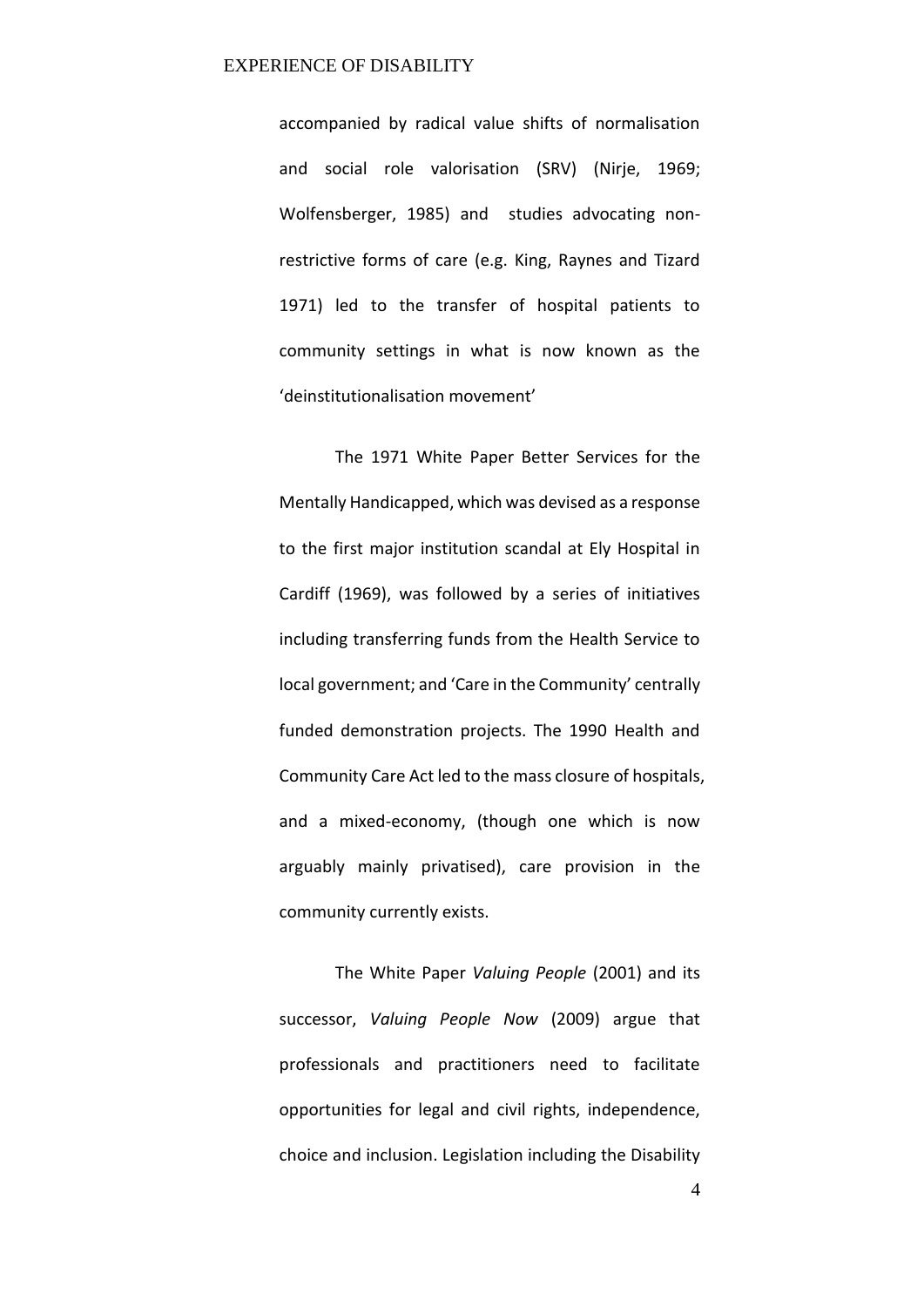accompanied by radical value shifts of normalisation and social role valorisation (SRV) (Nirje, 1969; Wolfensberger, 1985) and studies advocating non-restrictive forms of care (e.g. King, Raynes and Tizard 1971) led to the transfer of hospital patients to community settings in what is now known as the 'deinstitutionalisation movement'

The 1971 White Paper Better Services for the Mentally Handicapped, which was devised as a response to the first major institution scandal at Ely Hospital in Cardiff (1969), was followed by a series of initiatives including transferring funds from the Health Service to local government; and 'Care in the Community' centrally funded demonstration projects. The 1990 Health and Community Care Act led to the mass closure of hospitals, and a mixed-economy, (though one which is now arguably mainly privatised), care provision in the community currently exists.

The White Paper *Valuing People* (2001) and its successor, *Valuing People Now* (2009) argue that professionals and practitioners need to facilitate opportunities for legal and civil rights, independence, choice and inclusion. Legislation including the Disability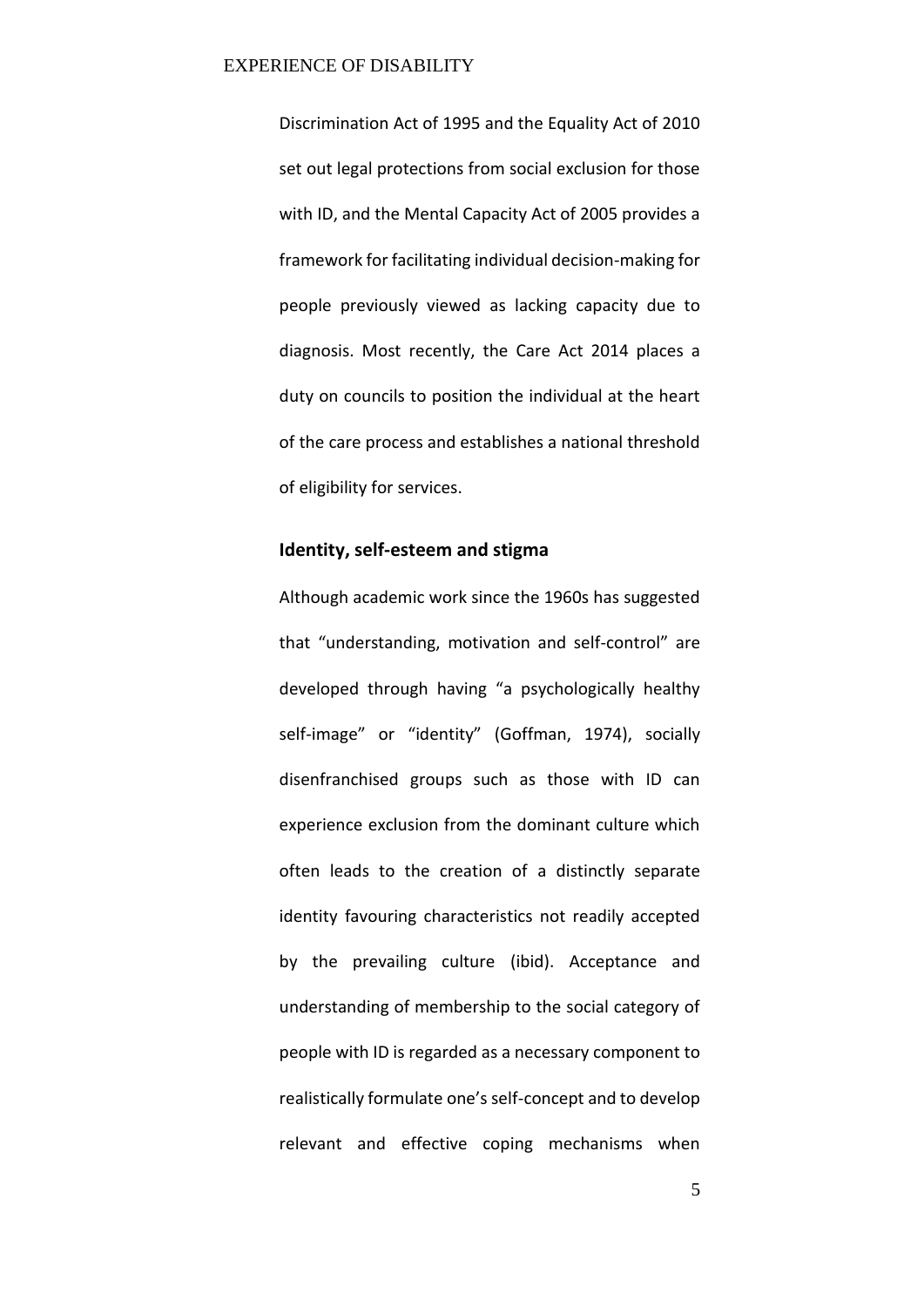Discrimination Act of 1995 and the Equality Act of 2010 set out legal protections from social exclusion for those with ID, and the Mental Capacity Act of 2005 provides a framework for facilitating individual decision-making for people previously viewed as lacking capacity due to diagnosis. Most recently, the Care Act 2014 places a duty on councils to position the individual at the heart of the care process and establishes a national threshold of eligibility for services.

### Identity, self-esteem and stigma

Although academic work since the 1960s has suggested that "understanding, motivation and self-control" are developed through having "a psychologically healthy self-image" or "identity" (Goffman, 1974), socially disenfranchised groups such as those with ID can experience exclusion from the dominant culture which often leads to the creation of a distinctly separate identity favouring characteristics not readily accepted by the prevailing culture (ibid). Acceptance and understanding of membership to the social category of people with ID is regarded as a necessary component to realistically formulate one's self-concept and to develop relevant and effective coping mechanisms when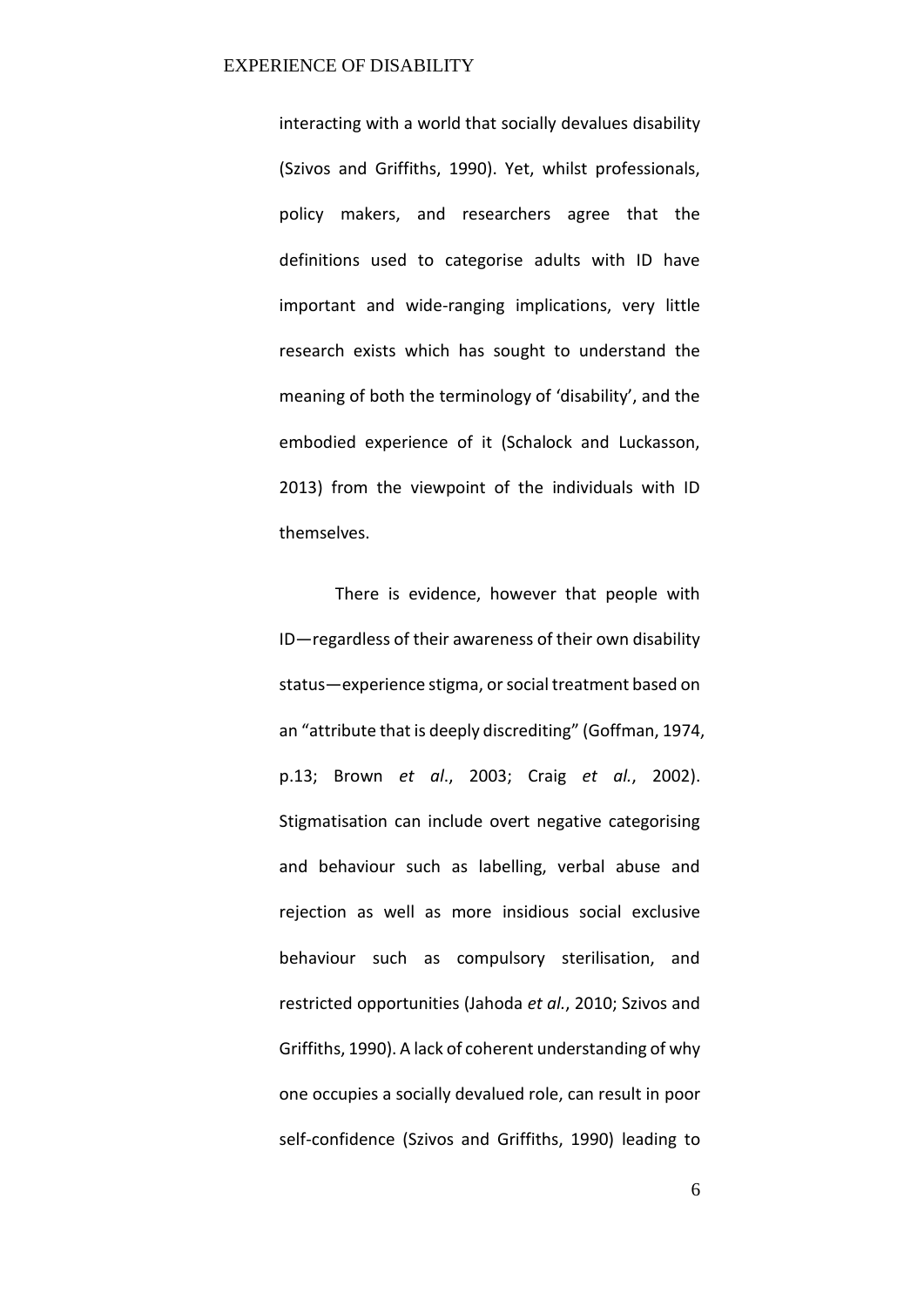interacting with a world that socially devalues disability (Szivos and Griffiths, 1990). Yet, whilst professionals, policy makers, and researchers agree that the definitions used to categorise adults with ID have important and wide-ranging implications, very little research exists which has sought to understand the meaning of both the terminology of 'disability', and the embodied experience of it (Schalock and Luckasson, 2013) from the viewpoint of the individuals with ID themselves.

There is evidence, however that people with ID—regardless of their awareness of their own disability status—experience stigma, or social treatment based on an "attribute that is deeply discrediting" (Goffman, 1974, p.13; Brown *et al*., 2003; Craig *et al.*, 2002). Stigmatisation can include overt negative categorising and behaviour such as labelling, verbal abuse and rejection as well as more insidious social exclusive behaviour such as compulsory sterilisation, and restricted opportunities (Jahoda *et al.*, 2010; Szivos and Griffiths, 1990). A lack of coherent understanding of why one occupies a socially devalued role, can result in poor self-confidence (Szivos and Griffiths, 1990) leading to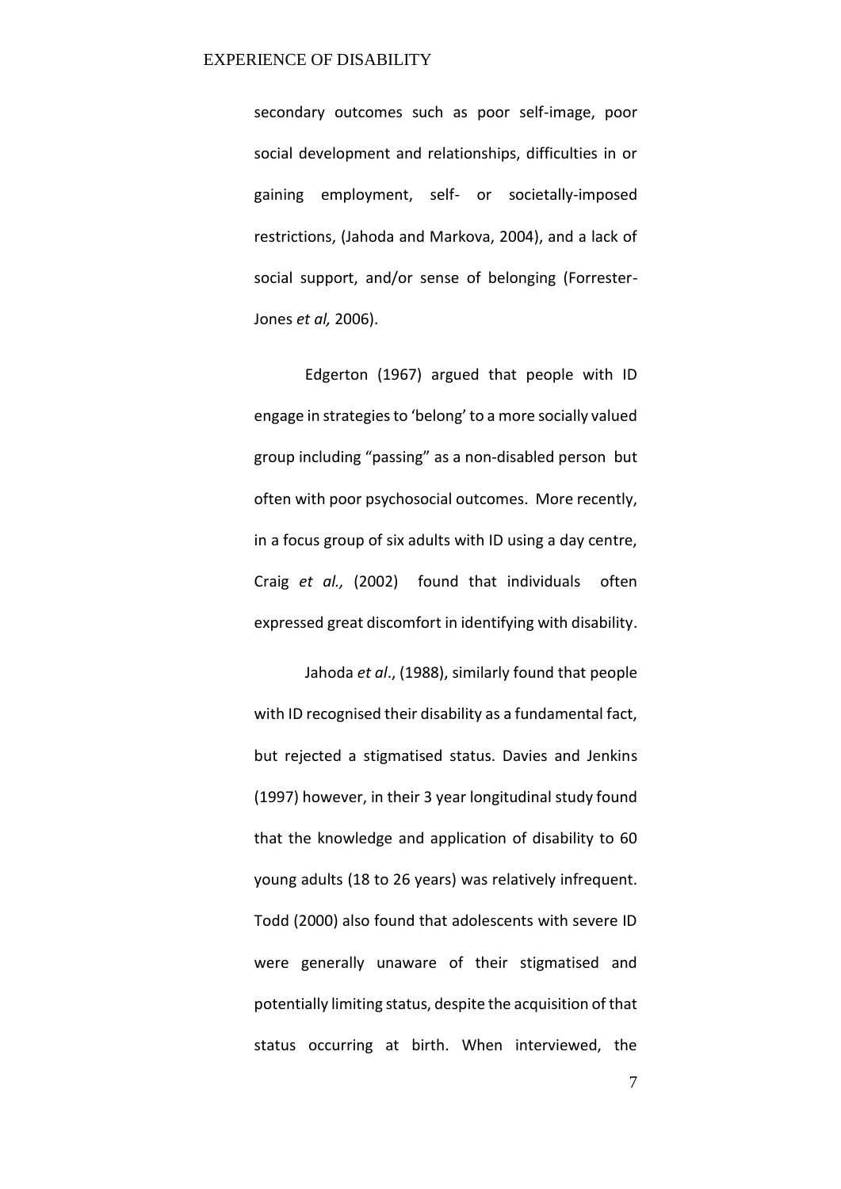secondary outcomes such as poor self-image, poor social development and relationships, difficulties in or gaining employment, self- or societally-imposed restrictions, (Jahoda and Markova, 2004), and a lack of social support, and/or sense of belonging (Forrester-Jones *et al,* 2006).

Edgerton (1967) argued that people with ID engage in strategies to 'belong' to a more socially valued group including "passing" as a non-disabled person but often with poor psychosocial outcomes. More recently, in a focus group of six adults with ID using a day centre, Craig *et al.,* (2002) found that individuals often expressed great discomfort in identifying with disability.

Jahoda *et al*., (1988), similarly found that people with ID recognised their disability as a fundamental fact, but rejected a stigmatised status. Davies and Jenkins (1997) however, in their 3 year longitudinal study found that the knowledge and application of disability to 60 young adults (18 to 26 years) was relatively infrequent. Todd (2000) also found that adolescents with severe ID were generally unaware of their stigmatised and potentially limiting status, despite the acquisition of that status occurring at birth. When interviewed, the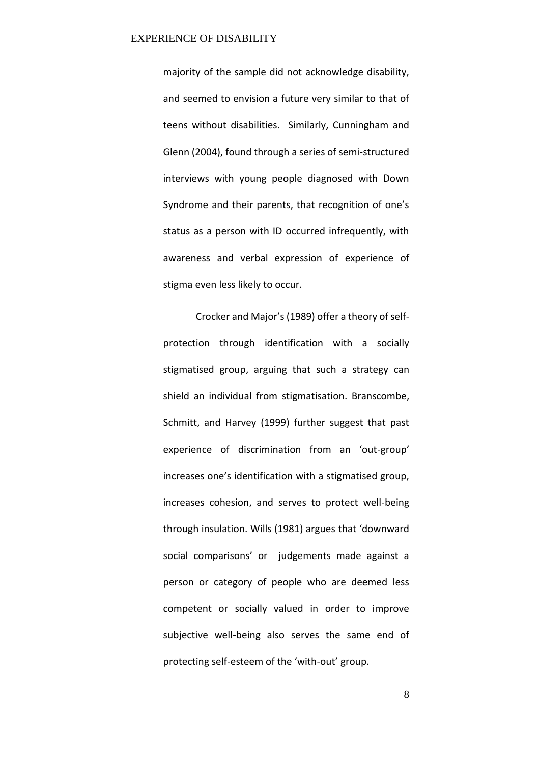majority of the sample did not acknowledge disability, and seemed to envision a future very similar to that of teens without disabilities. Similarly, Cunningham and Glenn (2004), found through a series of semi-structured interviews with young people diagnosed with Down Syndrome and their parents, that recognition of one's status as a person with ID occurred infrequently, with awareness and verbal expression of experience of stigma even less likely to occur.

Crocker and Major's (1989) offer a theory of self-protection through identification with a socially stigmatised group, arguing that such a strategy can shield an individual from stigmatisation. Branscombe, Schmitt, and Harvey (1999) further suggest that past experience of discrimination from an 'out-group' increases one's identification with a stigmatised group, increases cohesion, and serves to protect well-being through insulation. Wills (1981) argues that 'downward social comparisons' or judgements made against a person or category of people who are deemed less competent or socially valued in order to improve subjective well-being also serves the same end of protecting self-esteem of the 'with-out' group.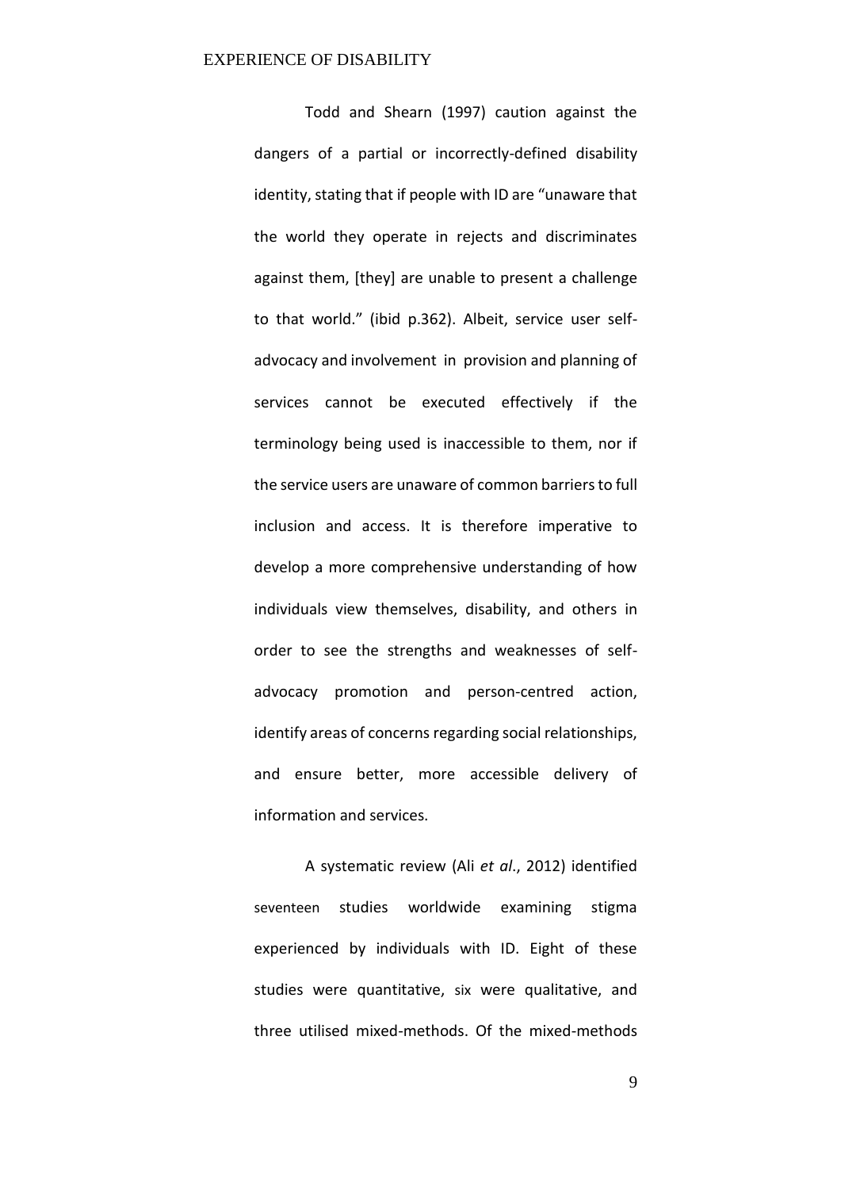Todd and Shearn (1997) caution against the dangers of a partial or incorrectly-defined disability identity, stating that if people with ID are "unaware that the world they operate in rejects and discriminates against them, [they] are unable to present a challenge to that world." (ibid p.362). Albeit, service user self-advocacy and involvement in provision and planning of services cannot be executed effectively if the terminology being used is inaccessible to them, nor if the service users are unaware of common barriers to full inclusion and access. It is therefore imperative to develop a more comprehensive understanding of how individuals view themselves, disability, and others in order to see the strengths and weaknesses of self-advocacy promotion and person-centred action, identify areas of concerns regarding social relationships, and ensure better, more accessible delivery of information and services.

A systematic review (Ali *et al*., 2012) identified seventeen studies worldwide examining stigma experienced by individuals with ID. Eight of these studies were quantitative, six were qualitative, and three utilised mixed-methods. Of the mixed-methods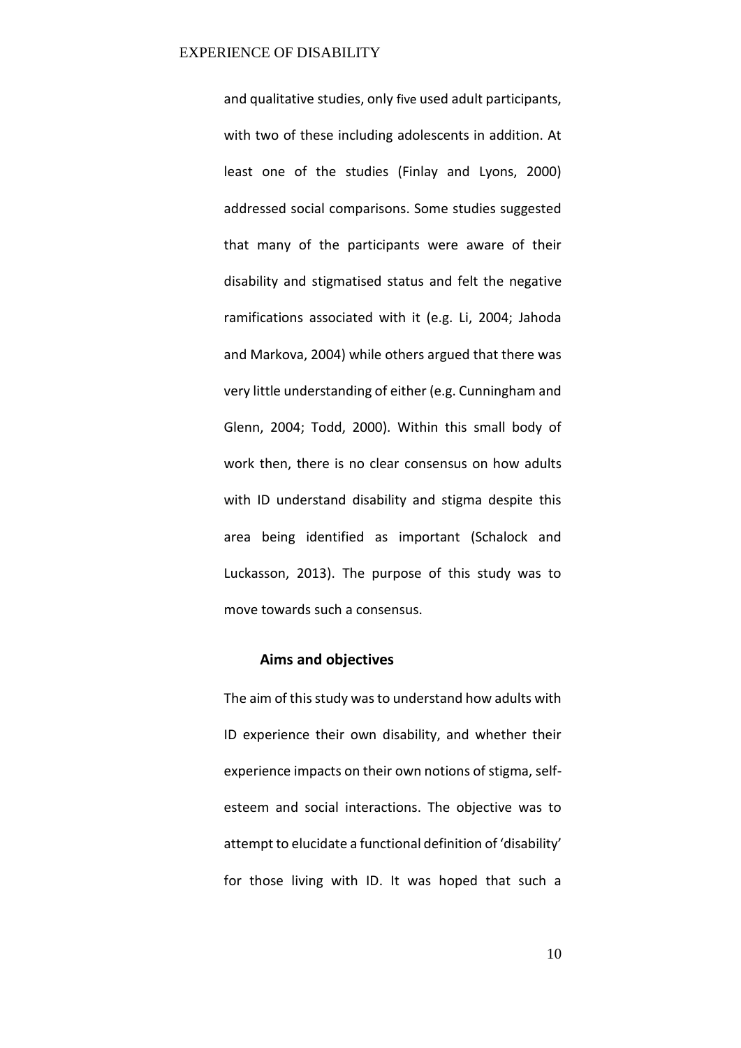and qualitative studies, only five used adult participants, with two of these including adolescents in addition. At least one of the studies (Finlay and Lyons, 2000) addressed social comparisons. Some studies suggested that many of the participants were aware of their disability and stigmatised status and felt the negative ramifications associated with it (e.g. Li, 2004; Jahoda and Markova, 2004) while others argued that there was very little understanding of either (e.g. Cunningham and Glenn, 2004; Todd, 2000). Within this small body of work then, there is no clear consensus on how adults with ID understand disability and stigma despite this area being identified as important (Schalock and Luckasson, 2013). The purpose of this study was to move towards such a consensus.

## Aims and objectives

The aim of this study was to understand how adults with ID experience their own disability, and whether their experience impacts on their own notions of stigma, self-esteem and social interactions. The objective was to attempt to elucidate a functional definition of 'disability' for those living with ID. It was hoped that such a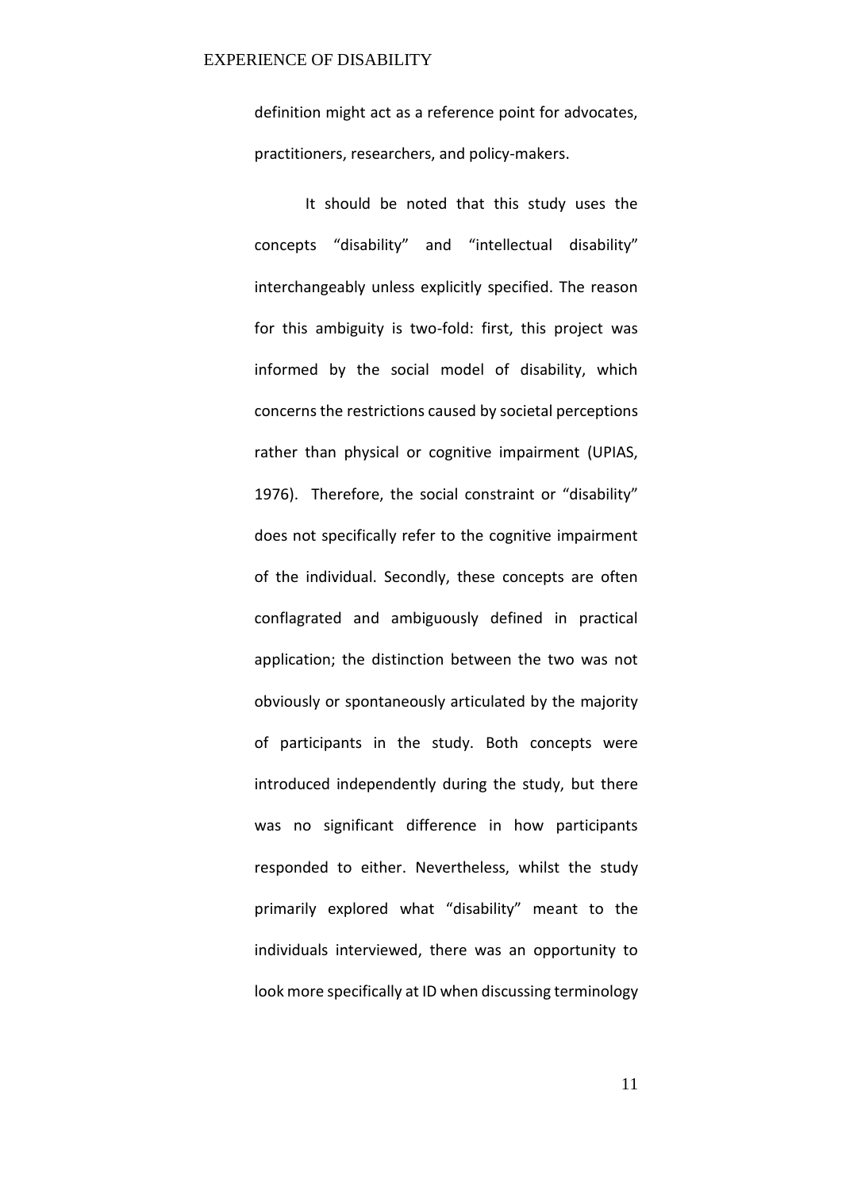definition might act as a reference point for advocates, practitioners, researchers, and policy-makers.

It should be noted that this study uses the concepts “disability” and “intellectual disability” interchangeably unless explicitly specified. The reason for this ambiguity is two-fold: first, this project was informed by the social model of disability, which concerns the restrictions caused by societal perceptions rather than physical or cognitive impairment (UPIAS, 1976). Therefore, the social constraint or “disability” does not specifically refer to the cognitive impairment of the individual. Secondly, these concepts are often conflagrated and ambiguously defined in practical application; the distinction between the two was not obviously or spontaneously articulated by the majority of participants in the study. Both concepts were introduced independently during the study, but there was no significant difference in how participants responded to either. Nevertheless, whilst the study primarily explored what “disability” meant to the individuals interviewed, there was an opportunity to look more specifically at ID when discussing terminology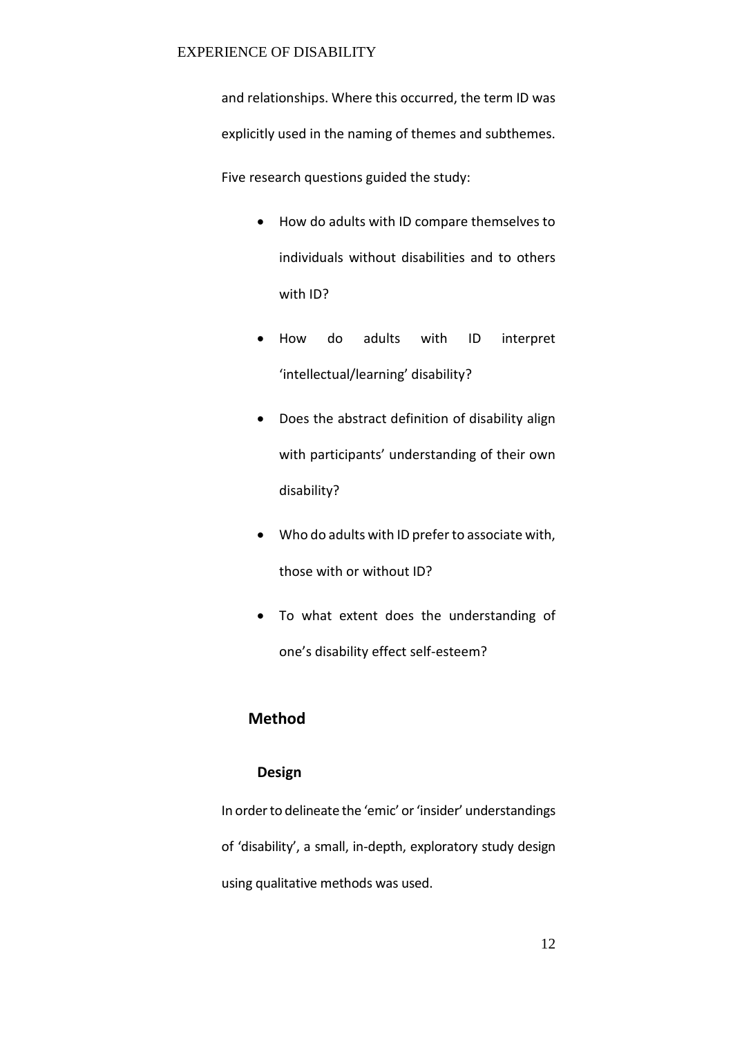and relationships. Where this occurred, the term ID was explicitly used in the naming of themes and subthemes.

Five research questions guided the study:

- How do adults with ID compare themselves to individuals without disabilities and to others with ID?
- How do adults with ID interpret 'intellectual/learning' disability?
- Does the abstract definition of disability align with participants' understanding of their own disability?
- Who do adults with ID prefer to associate with, those with or without ID?
- To what extent does the understanding of one's disability effect self-esteem?

## Method

### Design

In order to delineate the 'emic' or 'insider' understandings of 'disability', a small, in-depth, exploratory study design using qualitative methods was used.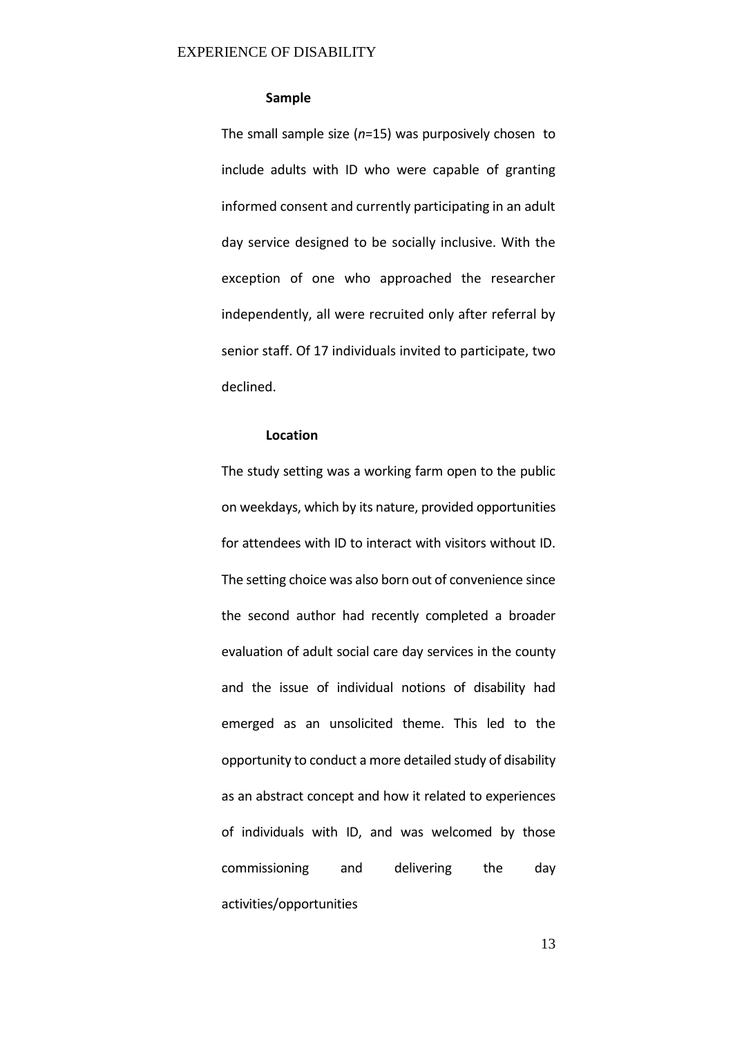### Sample

The small sample size (*n*=15) was purposively chosen to include adults with ID who were capable of granting informed consent and currently participating in an adult day service designed to be socially inclusive. With the exception of one who approached the researcher independently, all were recruited only after referral by senior staff. Of 17 individuals invited to participate, two declined.

### Location

The study setting was a working farm open to the public on weekdays, which by its nature, provided opportunities for attendees with ID to interact with visitors without ID. The setting choice was also born out of convenience since the second author had recently completed a broader evaluation of adult social care day services in the county and the issue of individual notions of disability had emerged as an unsolicited theme. This led to the opportunity to conduct a more detailed study of disability as an abstract concept and how it related to experiences of individuals with ID, and was welcomed by those commissioning and delivering the day activities/opportunities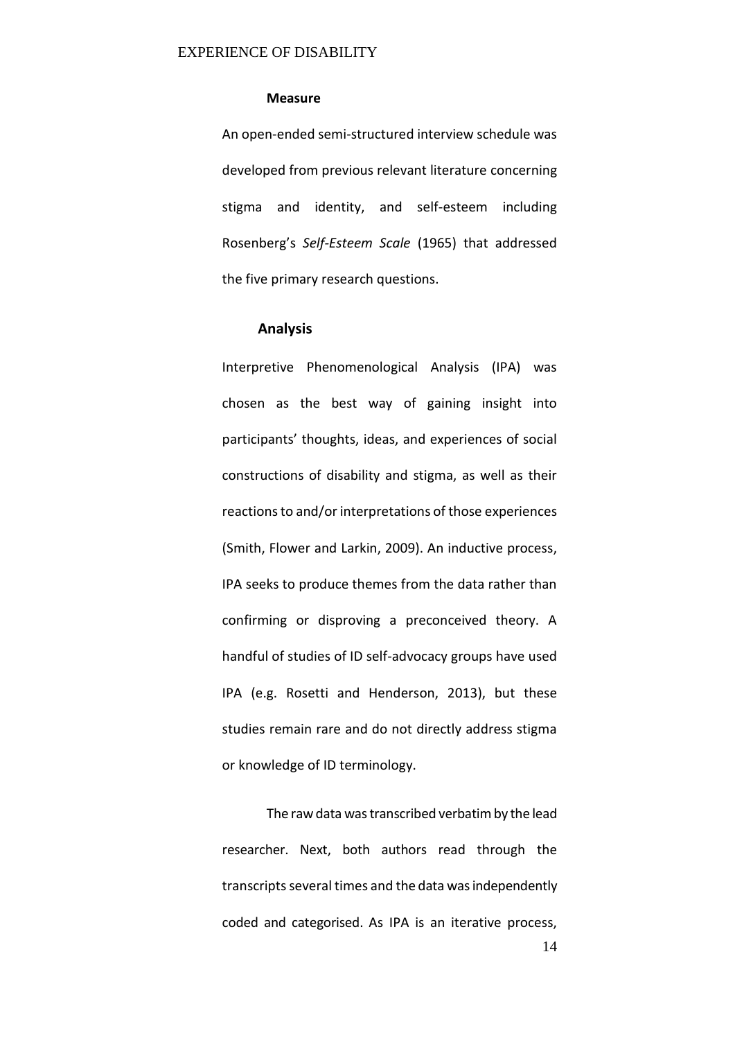### Measure

An open-ended semi-structured interview schedule was developed from previous relevant literature concerning stigma and identity, and self-esteem including Rosenberg's *Self-Esteem Scale* (1965) that addressed the five primary research questions.

### Analysis

Interpretive Phenomenological Analysis (IPA) was chosen as the best way of gaining insight into participants' thoughts, ideas, and experiences of social constructions of disability and stigma, as well as their reactions to and/or interpretations of those experiences (Smith, Flower and Larkin, 2009). An inductive process, IPA seeks to produce themes from the data rather than confirming or disproving a preconceived theory. A handful of studies of ID self-advocacy groups have used IPA (e.g. Rosetti and Henderson, 2013), but these studies remain rare and do not directly address stigma or knowledge of ID terminology.

The raw data was transcribed verbatim by the lead researcher. Next, both authors read through the transcripts several times and the data was independently coded and categorised. As IPA is an iterative process,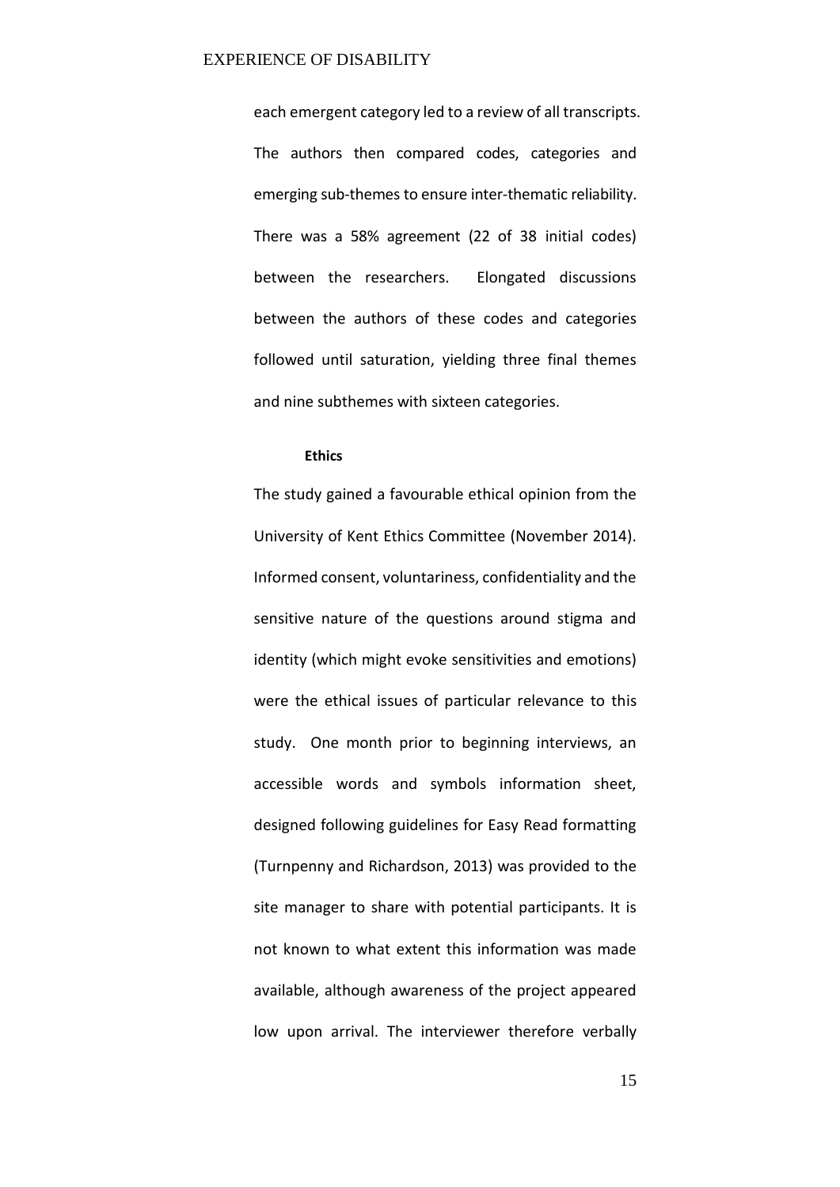each emergent category led to a review of all transcripts. The authors then compared codes, categories and emerging sub-themes to ensure inter-thematic reliability. There was a 58% agreement (22 of 38 initial codes) between the researchers. Elongated discussions between the authors of these codes and categories followed until saturation, yielding three final themes and nine subthemes with sixteen categories.

### Ethics

The study gained a favourable ethical opinion from the University of Kent Ethics Committee (November 2014). Informed consent, voluntariness, confidentiality and the sensitive nature of the questions around stigma and identity (which might evoke sensitivities and emotions) were the ethical issues of particular relevance to this study. One month prior to beginning interviews, an accessible words and symbols information sheet, designed following guidelines for Easy Read formatting (Turnpenny and Richardson, 2013) was provided to the site manager to share with potential participants. It is not known to what extent this information was made available, although awareness of the project appeared low upon arrival. The interviewer therefore verbally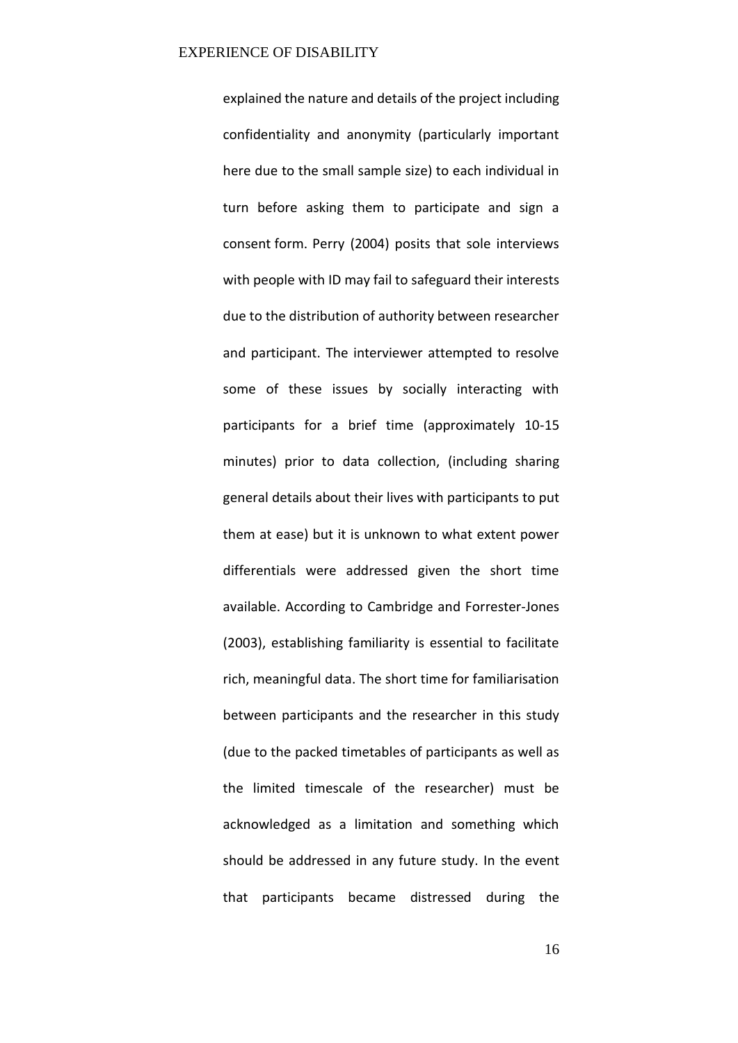explained the nature and details of the project including confidentiality and anonymity (particularly important here due to the small sample size) to each individual in turn before asking them to participate and sign a consent form. Perry (2004) posits that sole interviews with people with ID may fail to safeguard their interests due to the distribution of authority between researcher and participant. The interviewer attempted to resolve some of these issues by socially interacting with participants for a brief time (approximately 10-15 minutes) prior to data collection, (including sharing general details about their lives with participants to put them at ease) but it is unknown to what extent power differentials were addressed given the short time available. According to Cambridge and Forrester-Jones (2003), establishing familiarity is essential to facilitate rich, meaningful data. The short time for familiarisation between participants and the researcher in this study (due to the packed timetables of participants as well as the limited timescale of the researcher) must be acknowledged as a limitation and something which should be addressed in any future study. In the event that participants became distressed during the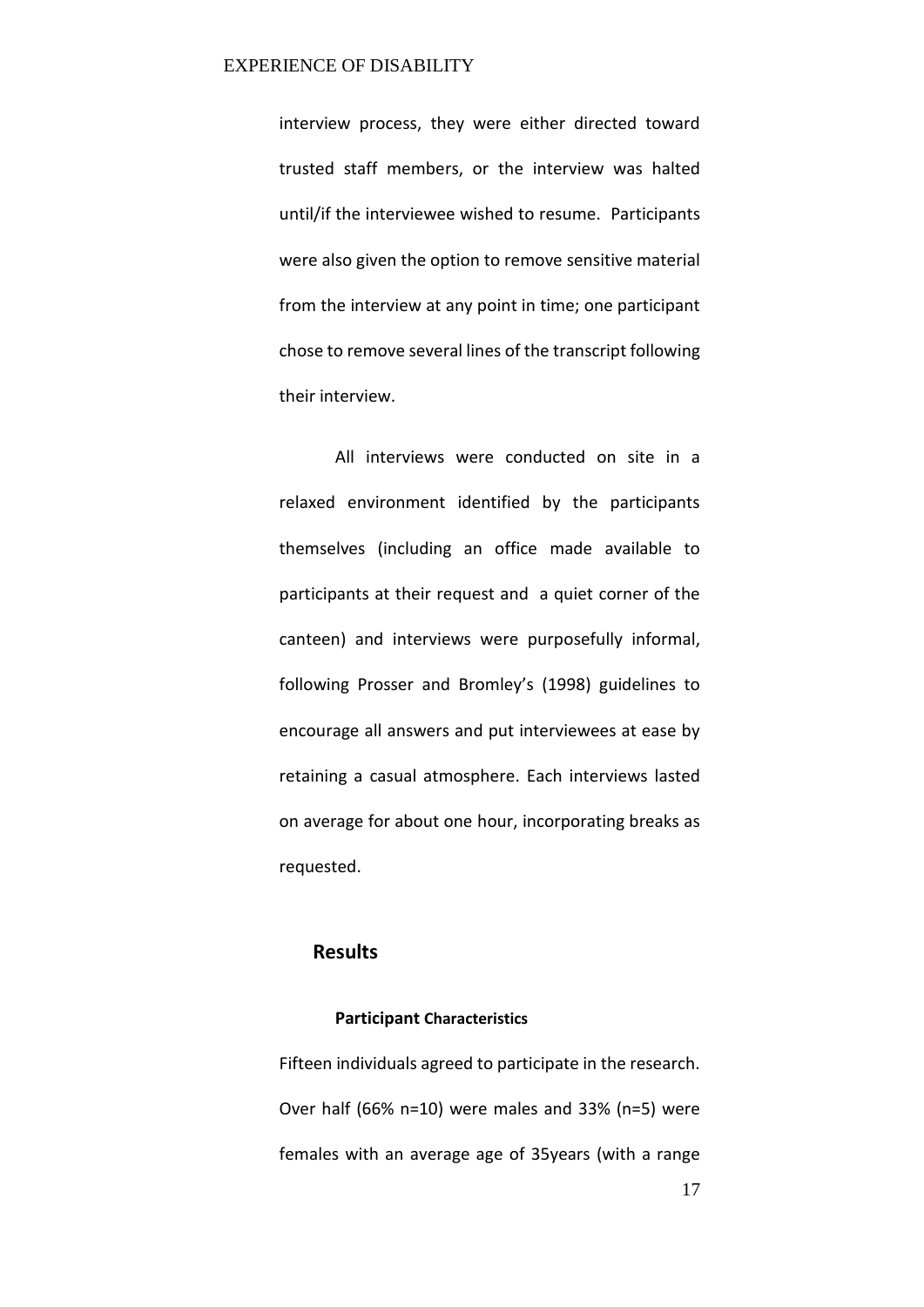interview process, they were either directed toward trusted staff members, or the interview was halted until/if the interviewee wished to resume. Participants were also given the option to remove sensitive material from the interview at any point in time; one participant chose to remove several lines of the transcript following their interview.

All interviews were conducted on site in a relaxed environment identified by the participants themselves (including an office made available to participants at their request and a quiet corner of the canteen) and interviews were purposefully informal, following Prosser and Bromley's (1998) guidelines to encourage all answers and put interviewees at ease by retaining a casual atmosphere. Each interviews lasted on average for about one hour, incorporating breaks as requested.

## Results

### Participant Characteristics

Fifteen individuals agreed to participate in the research. Over half (66% n=10) were males and 33% (n=5) were females with an average age of 35years (with a range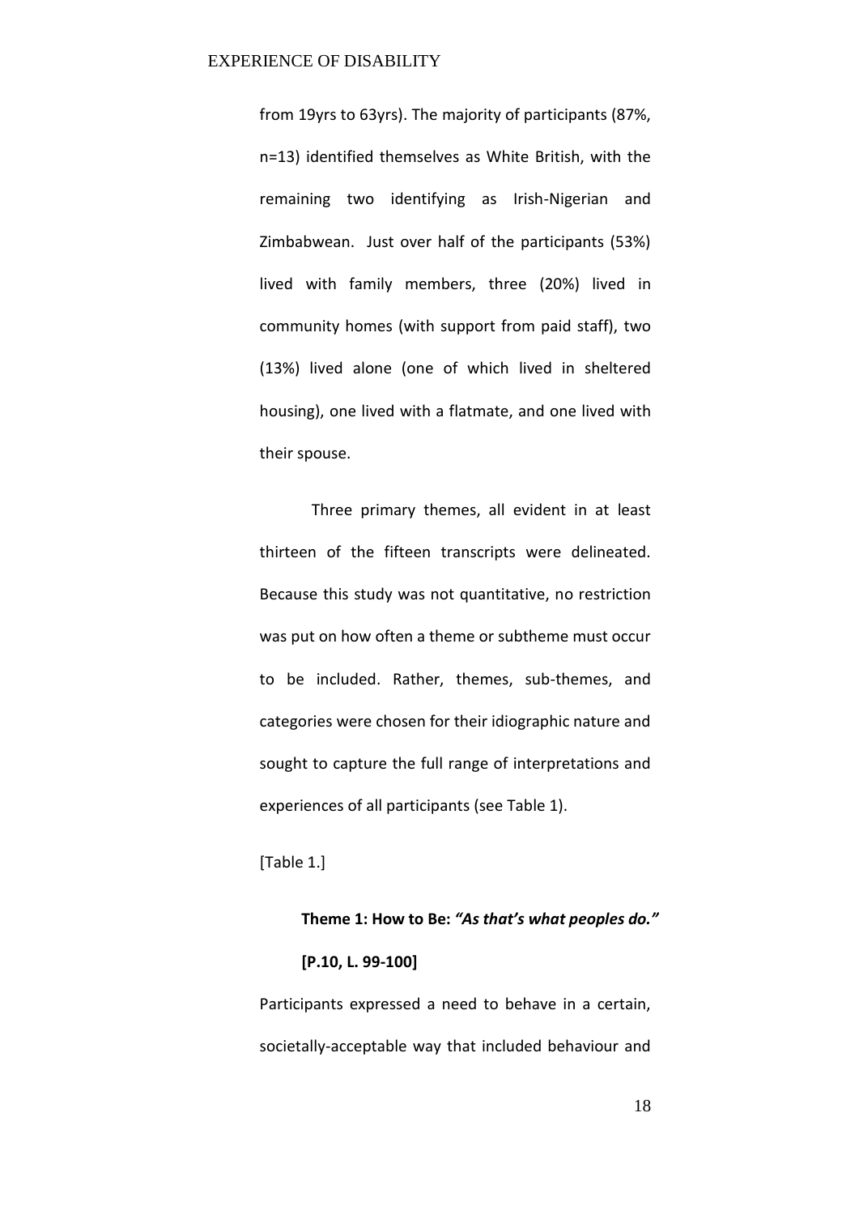from 19yrs to 63yrs). The majority of participants (87%, n=13) identified themselves as White British, with the remaining two identifying as Irish-Nigerian and Zimbabwean. Just over half of the participants (53%) lived with family members, three (20%) lived in community homes (with support from paid staff), two (13%) lived alone (one of which lived in sheltered housing), one lived with a flatmate, and one lived with their spouse.

Three primary themes, all evident in at least thirteen of the fifteen transcripts were delineated. Because this study was not quantitative, no restriction was put on how often a theme or subtheme must occur to be included. Rather, themes, sub-themes, and categories were chosen for their idiographic nature and sought to capture the full range of interpretations and experiences of all participants (see Table 1).

[Table 1.]

### Theme 1: How to Be: *"As that's what peoples do."* [P.10, L. 99-100]

Participants expressed a need to behave in a certain, societally-acceptable way that included behaviour and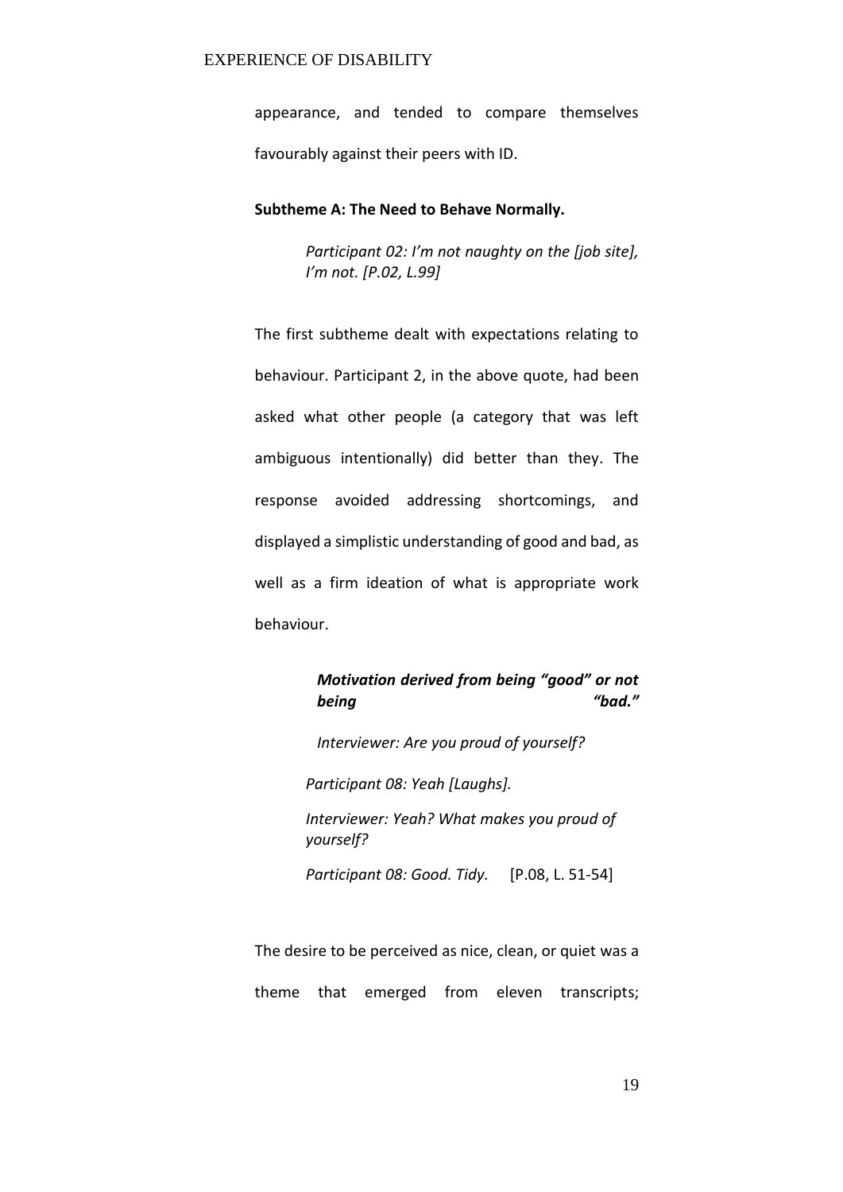appearance, and tended to compare themselves favourably against their peers with ID.

**Subtheme A: The Need to Behave Normally.**

> *Participant 02: I'm not naughty on the [job site], I'm not. [P.02, L.99]*

The first subtheme dealt with expectations relating to behaviour. Participant 2, in the above quote, had been asked what other people (a category that was left ambiguous intentionally) did better than they. The response avoided addressing shortcomings, and displayed a simplistic understanding of good and bad, as well as a firm ideation of what is appropriate work behaviour.

***Motivation derived from being "good" or not being "bad."***

> *Interviewer: Are you proud of yourself?*
>
> *Participant 08: Yeah [Laughs].*
>
> *Interviewer: Yeah? What makes you proud of yourself?*
>
> *Participant 08: Good. Tidy.* [P.08, L. 51-54]

The desire to be perceived as nice, clean, or quiet was a theme that emerged from eleven transcripts;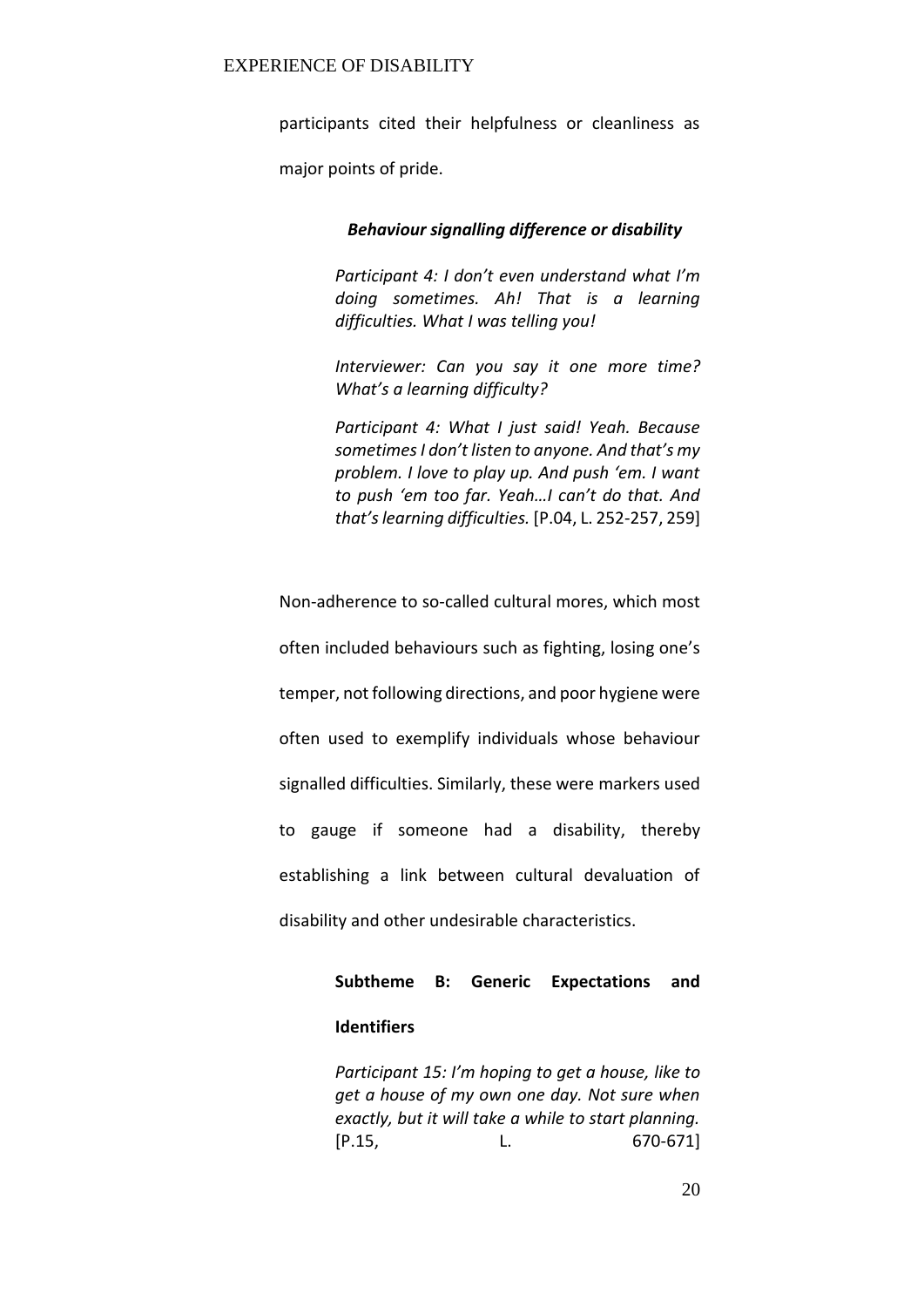participants cited their helpfulness or cleanliness as major points of pride.

***Behaviour signalling difference or disability***

> *Participant 4: I don't even understand what I'm doing sometimes. Ah! That is a learning difficulties. What I was telling you!*
>
> *Interviewer: Can you say it one more time? What's a learning difficulty?*
>
> *Participant 4: What I just said! Yeah. Because sometimes I don't listen to anyone. And that's my problem. I love to play up. And push 'em. I want to push 'em too far. Yeah…I can't do that. And that's learning difficulties.* [P.04, L. 252-257, 259]

Non-adherence to so-called cultural mores, which most often included behaviours such as fighting, losing one's temper, not following directions, and poor hygiene were often used to exemplify individuals whose behaviour signalled difficulties. Similarly, these were markers used to gauge if someone had a disability, thereby establishing a link between cultural devaluation of disability and other undesirable characteristics.

**Subtheme B: Generic Expectations and Identifiers**

> *Participant 15: I'm hoping to get a house, like to get a house of my own one day. Not sure when exactly, but it will take a while to start planning.* [P.15, L. 670-671]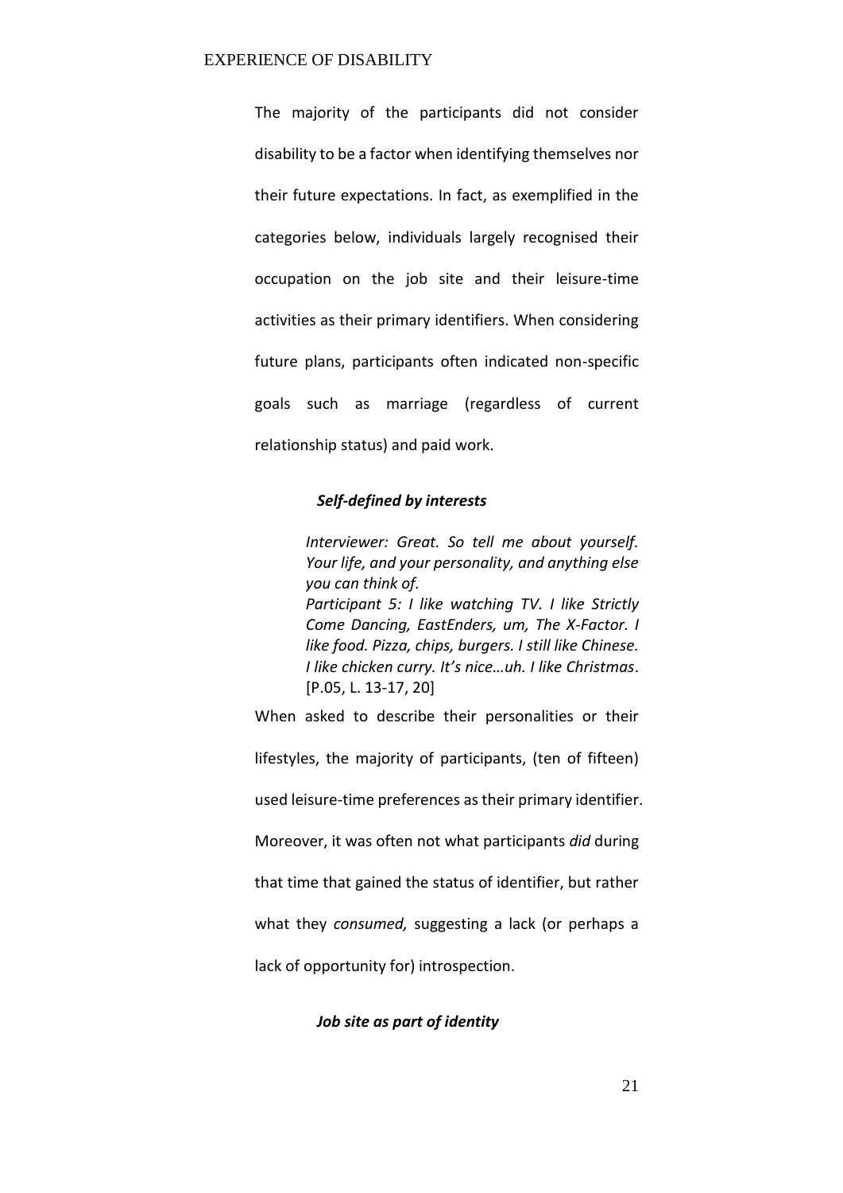The majority of the participants did not consider disability to be a factor when identifying themselves nor their future expectations. In fact, as exemplified in the categories below, individuals largely recognised their occupation on the job site and their leisure-time activities as their primary identifiers. When considering future plans, participants often indicated non-specific goals such as marriage (regardless of current relationship status) and paid work.

### *Self-defined by interests*

> *Interviewer: Great. So tell me about yourself. Your life, and your personality, and anything else you can think of.*
> *Participant 5: I like watching TV. I like Strictly Come Dancing, EastEnders, um, The X-Factor. I like food. Pizza, chips, burgers. I still like Chinese. I like chicken curry. It's nice…uh. I like Christmas*. [P.05, L. 13-17, 20]

When asked to describe their personalities or their lifestyles, the majority of participants, (ten of fifteen) used leisure-time preferences as their primary identifier. Moreover, it was often not what participants *did* during that time that gained the status of identifier, but rather what they *consumed,* suggesting a lack (or perhaps a lack of opportunity for) introspection.

### *Job site as part of identity*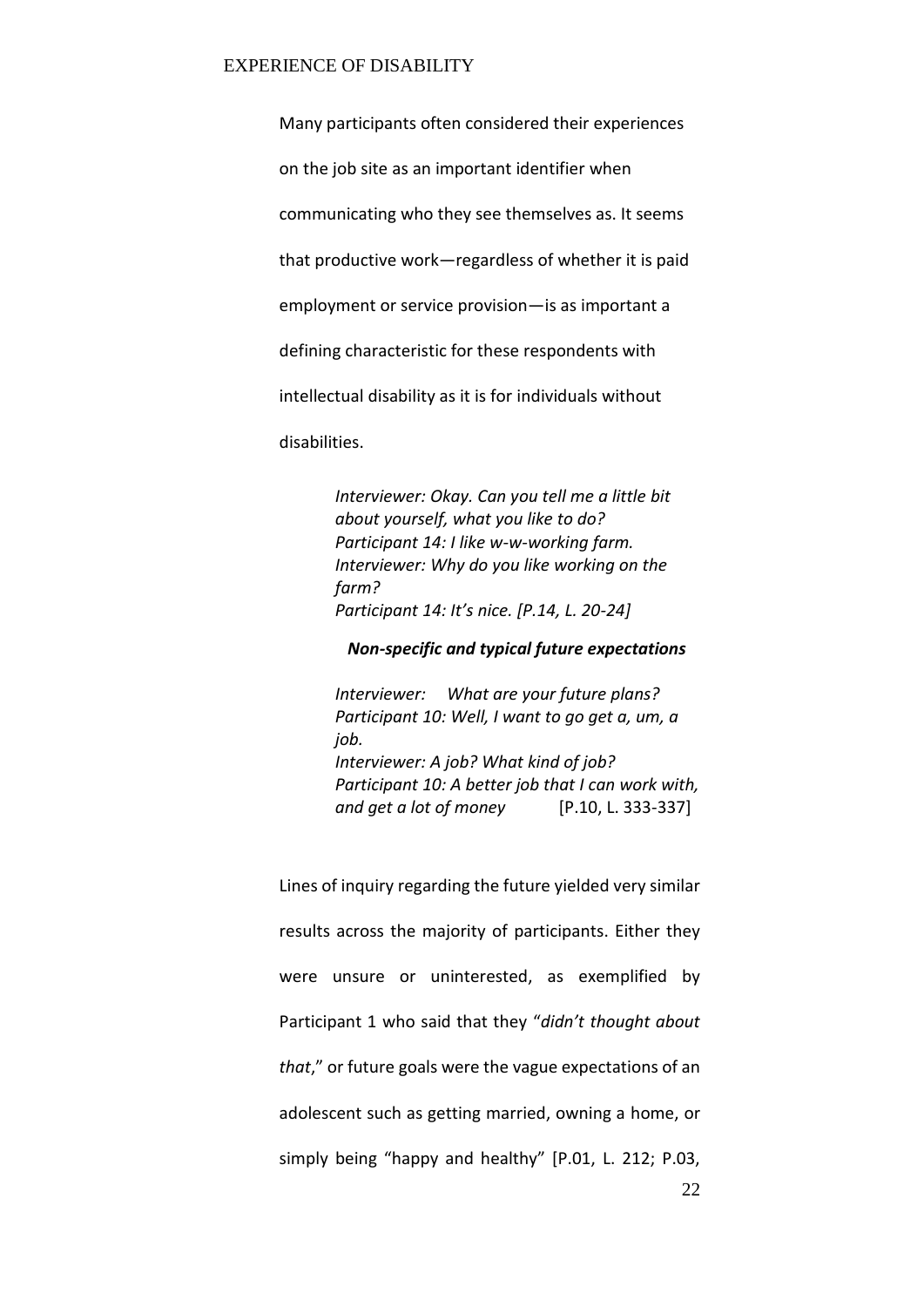Many participants often considered their experiences on the job site as an important identifier when communicating who they see themselves as. It seems that productive work—regardless of whether it is paid employment or service provision—is as important a defining characteristic for these respondents with intellectual disability as it is for individuals without disabilities.

> *Interviewer: Okay. Can you tell me a little bit about yourself, what you like to do?*
> *Participant 14: I like w-w-working farm.*
> *Interviewer: Why do you like working on the farm?*
> *Participant 14: It's nice. [P.14, L. 20-24]*

***Non-specific and typical future expectations***

> *Interviewer: What are your future plans?*
> *Participant 10: Well, I want to go get a, um, a job.*
> *Interviewer: A job? What kind of job?*
> *Participant 10: A better job that I can work with, and get a lot of money* [P.10, L. 333-337]

Lines of inquiry regarding the future yielded very similar results across the majority of participants. Either they were unsure or uninterested, as exemplified by Participant 1 who said that they "*didn't thought about that*," or future goals were the vague expectations of an adolescent such as getting married, owning a home, or simply being "happy and healthy" [P.01, L. 212; P.03,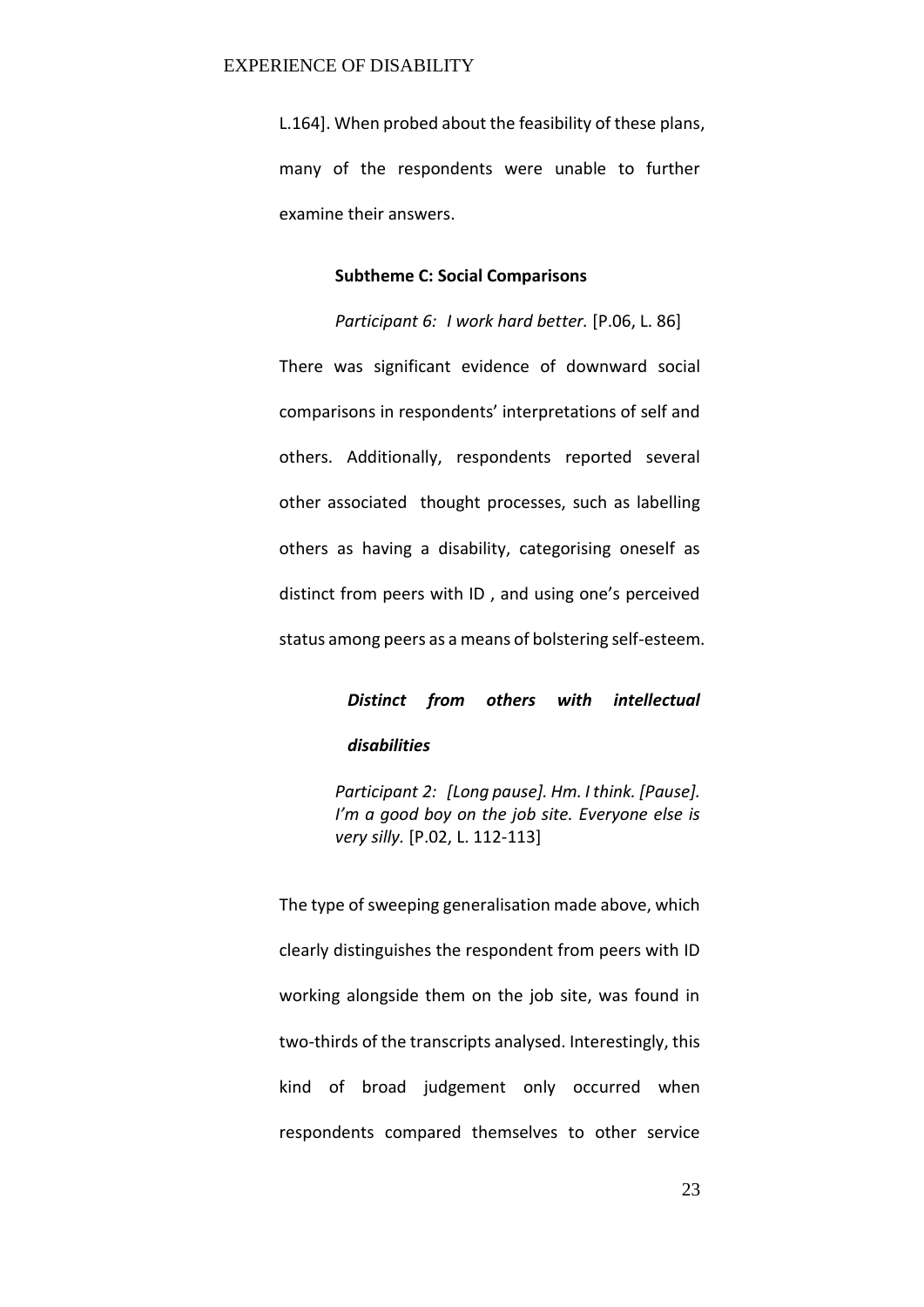L.164]. When probed about the feasibility of these plans, many of the respondents were unable to further examine their answers.

### Subtheme C: Social Comparisons

*Participant 6: I work hard better.* [P.06, L. 86]

There was significant evidence of downward social comparisons in respondents' interpretations of self and others. Additionally, respondents reported several other associated thought processes, such as labelling others as having a disability, categorising oneself as distinct from peers with ID , and using one's perceived status among peers as a means of bolstering self-esteem.

#### *Distinct from others with intellectual disabilities*

> *Participant 2: [Long pause]. Hm. I think. [Pause]. I'm a good boy on the job site. Everyone else is very silly.* [P.02, L. 112-113]

The type of sweeping generalisation made above, which clearly distinguishes the respondent from peers with ID working alongside them on the job site, was found in two-thirds of the transcripts analysed. Interestingly, this kind of broad judgement only occurred when respondents compared themselves to other service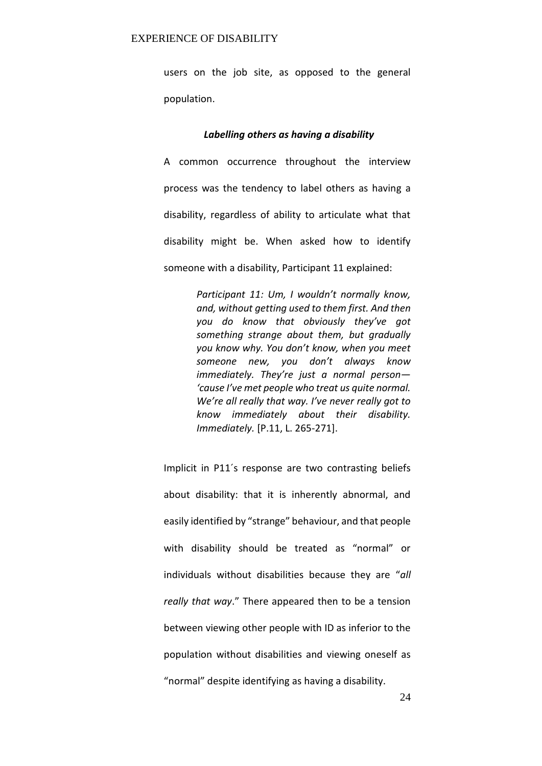users on the job site, as opposed to the general population.

### *Labelling others as having a disability*

A common occurrence throughout the interview process was the tendency to label others as having a disability, regardless of ability to articulate what that disability might be. When asked how to identify someone with a disability, Participant 11 explained:

> *Participant 11: Um, I wouldn't normally know, and, without getting used to them first. And then you do know that obviously they've got something strange about them, but gradually you know why. You don't know, when you meet someone new, you don't always know immediately. They're just a normal person—'cause I've met people who treat us quite normal. We're all really that way. I've never really got to know immediately about their disability. Immediately.* [P.11, L. 265-271].

Implicit in P11´s response are two contrasting beliefs about disability: that it is inherently abnormal, and easily identified by "strange" behaviour, and that people with disability should be treated as "normal" or individuals without disabilities because they are "*all really that way*." There appeared then to be a tension between viewing other people with ID as inferior to the population without disabilities and viewing oneself as "normal" despite identifying as having a disability.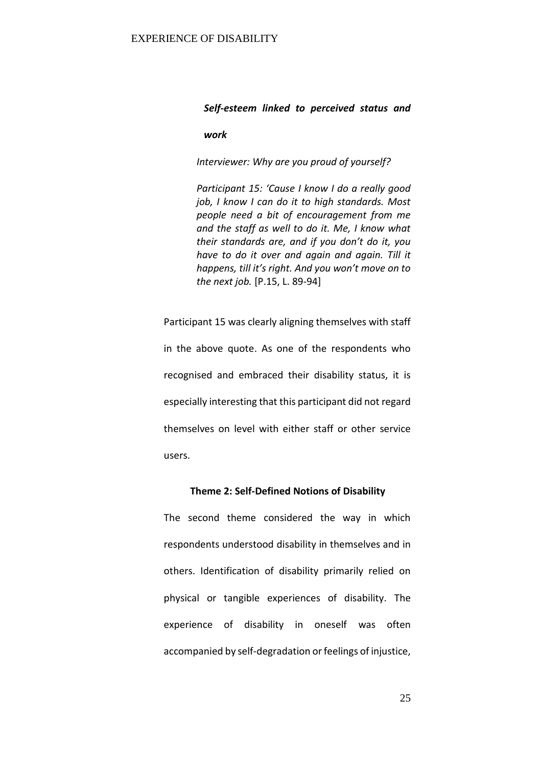***Self-esteem linked to perceived status and work***

> *Interviewer: Why are you proud of yourself?*
>
> *Participant 15: 'Cause I know I do a really good job, I know I can do it to high standards. Most people need a bit of encouragement from me and the staff as well to do it. Me, I know what their standards are, and if you don't do it, you have to do it over and again and again. Till it happens, till it's right. And you won't move on to the next job.* [P.15, L. 89-94]

Participant 15 was clearly aligning themselves with staff in the above quote. As one of the respondents who recognised and embraced their disability status, it is especially interesting that this participant did not regard themselves on level with either staff or other service users.

## Theme 2: Self-Defined Notions of Disability

The second theme considered the way in which respondents understood disability in themselves and in others. Identification of disability primarily relied on physical or tangible experiences of disability. The experience of disability in oneself was often accompanied by self-degradation or feelings of injustice,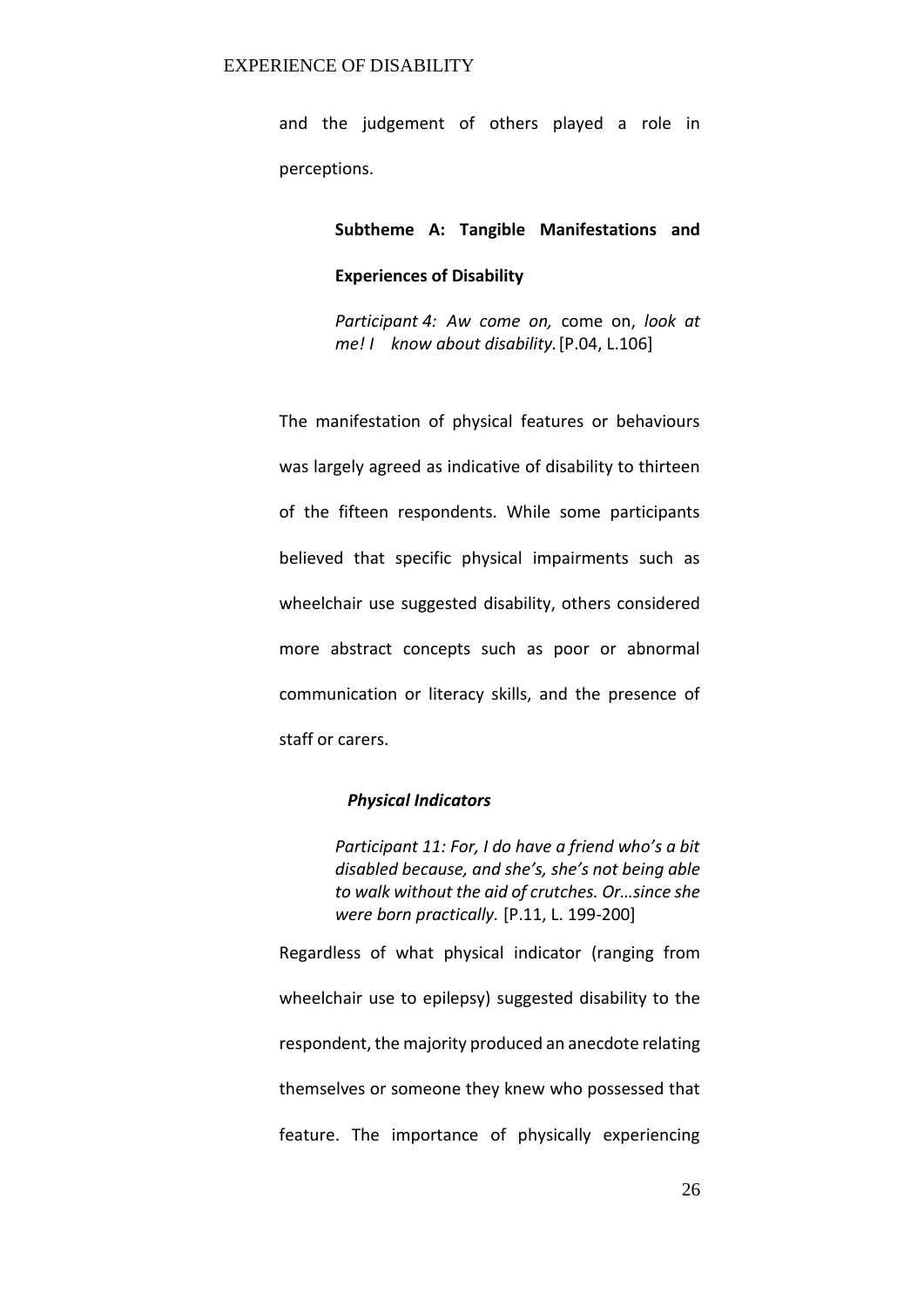and the judgement of others played a role in perceptions.

### Subtheme A: Tangible Manifestations and Experiences of Disability

> *Participant 4: Aw come on,* come on, *look at me! I  know about disability.* [P.04, L.106]

The manifestation of physical features or behaviours was largely agreed as indicative of disability to thirteen of the fifteen respondents. While some participants believed that specific physical impairments such as wheelchair use suggested disability, others considered more abstract concepts such as poor or abnormal communication or literacy skills, and the presence of staff or carers.

#### *Physical Indicators*

> *Participant 11: For, I do have a friend who's a bit disabled because, and she's, she's not being able to walk without the aid of crutches. Or…since she were born practically.* [P.11, L. 199-200]

Regardless of what physical indicator (ranging from wheelchair use to epilepsy) suggested disability to the respondent, the majority produced an anecdote relating themselves or someone they knew who possessed that feature. The importance of physically experiencing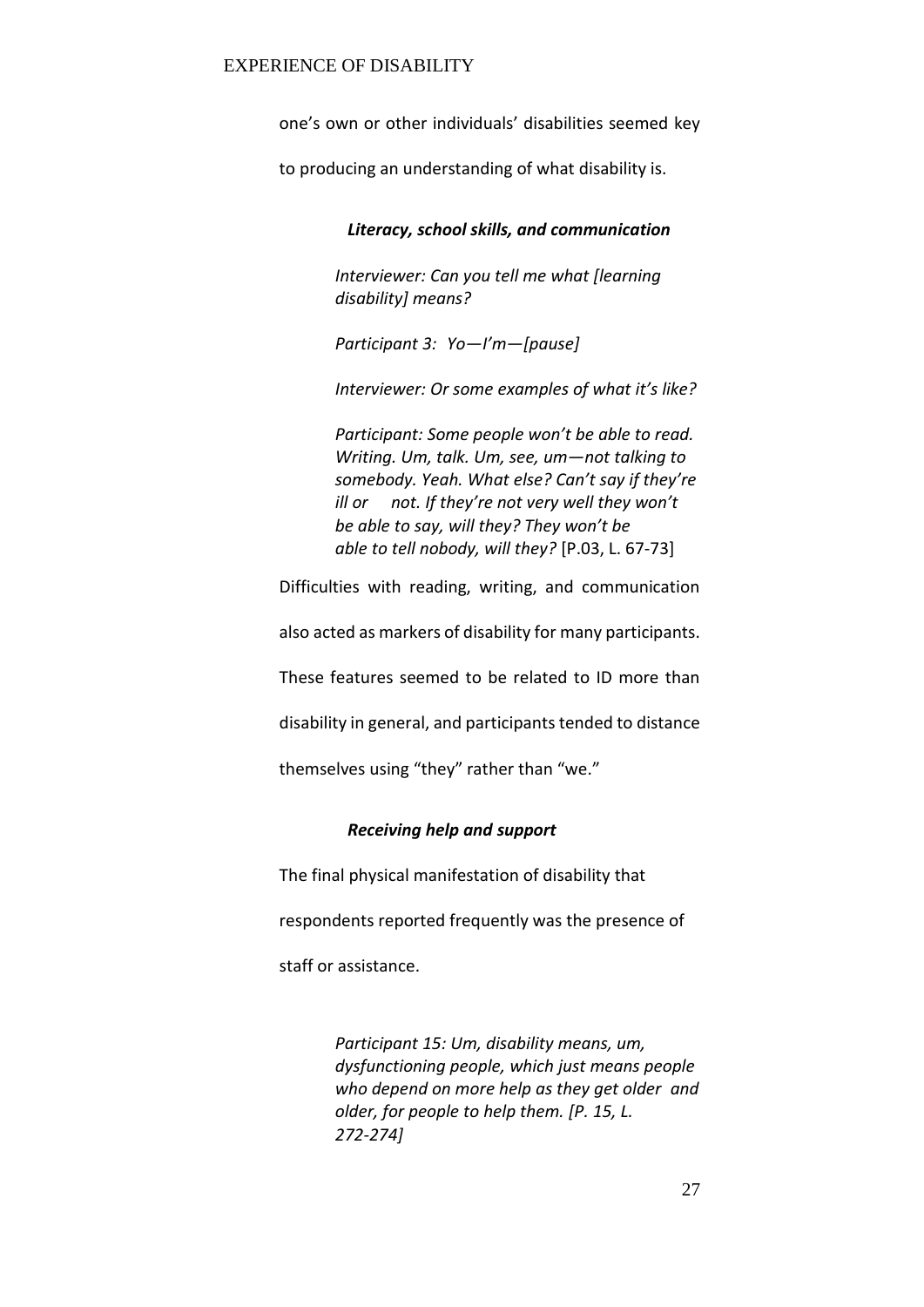one's own or other individuals' disabilities seemed key to producing an understanding of what disability is.

### *Literacy, school skills, and communication*

> *Interviewer: Can you tell me what [learning disability] means?*
>
> *Participant 3: Yo—I'm—[pause]*
>
> *Interviewer: Or some examples of what it's like?*
>
> *Participant: Some people won't be able to read. Writing. Um, talk. Um, see, um—not talking to somebody. Yeah. What else? Can't say if they're ill or not. If they're not very well they won't be able to say, will they? They won't be able to tell nobody, will they?* [P.03, L. 67-73]

Difficulties with reading, writing, and communication also acted as markers of disability for many participants. These features seemed to be related to ID more than disability in general, and participants tended to distance themselves using "they" rather than "we."

### *Receiving help and support*

The final physical manifestation of disability that respondents reported frequently was the presence of staff or assistance.

> *Participant 15: Um, disability means, um, dysfunctioning people, which just means people who depend on more help as they get older and older, for people to help them. [P. 15, L. 272-274]*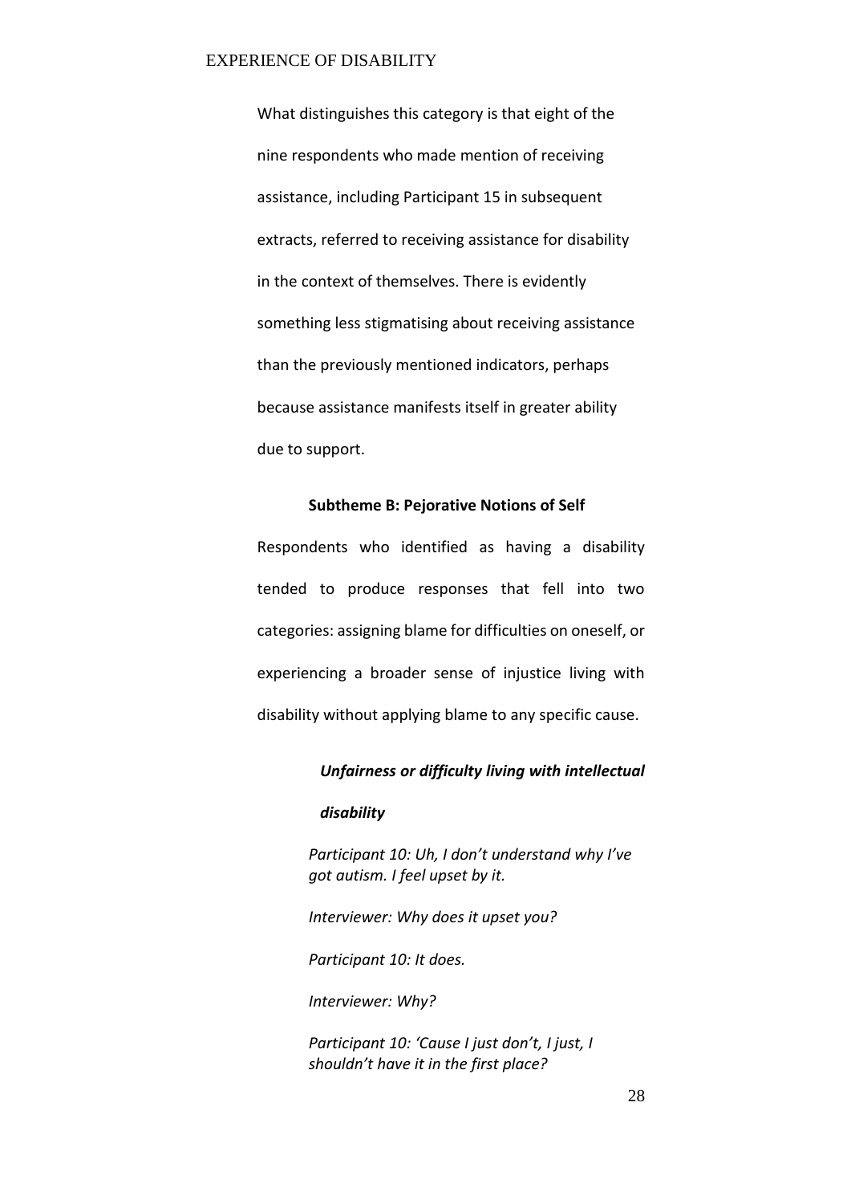What distinguishes this category is that eight of the nine respondents who made mention of receiving assistance, including Participant 15 in subsequent extracts, referred to receiving assistance for disability in the context of themselves. There is evidently something less stigmatising about receiving assistance than the previously mentioned indicators, perhaps because assistance manifests itself in greater ability due to support.

### Subtheme B: Pejorative Notions of Self

Respondents who identified as having a disability tended to produce responses that fell into two categories: assigning blame for difficulties on oneself, or experiencing a broader sense of injustice living with disability without applying blame to any specific cause.

#### *Unfairness or difficulty living with intellectual disability*

> *Participant 10: Uh, I don't understand why I've got autism. I feel upset by it.*
>
> *Interviewer: Why does it upset you?*
>
> *Participant 10: It does.*
>
> *Interviewer: Why?*
>
> *Participant 10: 'Cause I just don't, I just, I shouldn't have it in the first place?*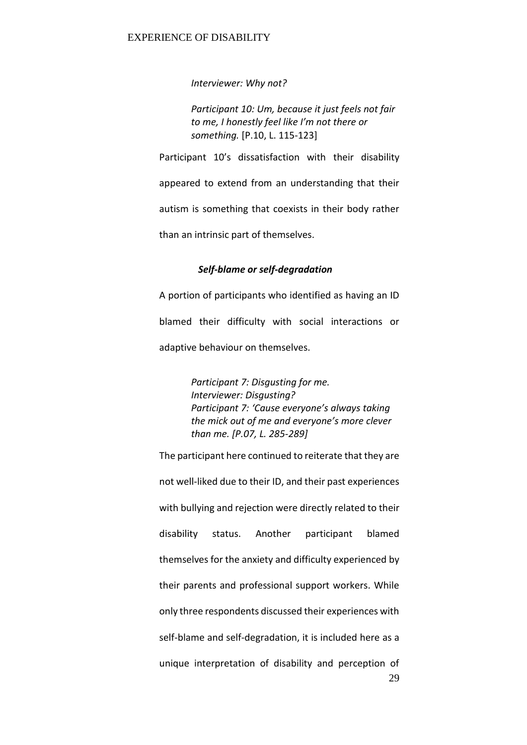*Interviewer: Why not?*

> *Participant 10: Um, because it just feels not fair to me, I honestly feel like I'm not there or something.* [P.10, L. 115-123]

Participant 10's dissatisfaction with their disability appeared to extend from an understanding that their autism is something that coexists in their body rather than an intrinsic part of themselves.

### ***Self-blame or self-degradation***

A portion of participants who identified as having an ID blamed their difficulty with social interactions or adaptive behaviour on themselves.

> *Participant 7: Disgusting for me.*
> *Interviewer: Disgusting?*
> *Participant 7: 'Cause everyone's always taking the mick out of me and everyone's more clever than me. [P.07, L. 285-289]*

The participant here continued to reiterate that they are not well-liked due to their ID, and their past experiences with bullying and rejection were directly related to their disability status. Another participant blamed themselves for the anxiety and difficulty experienced by their parents and professional support workers. While only three respondents discussed their experiences with self-blame and self-degradation, it is included here as a unique interpretation of disability and perception of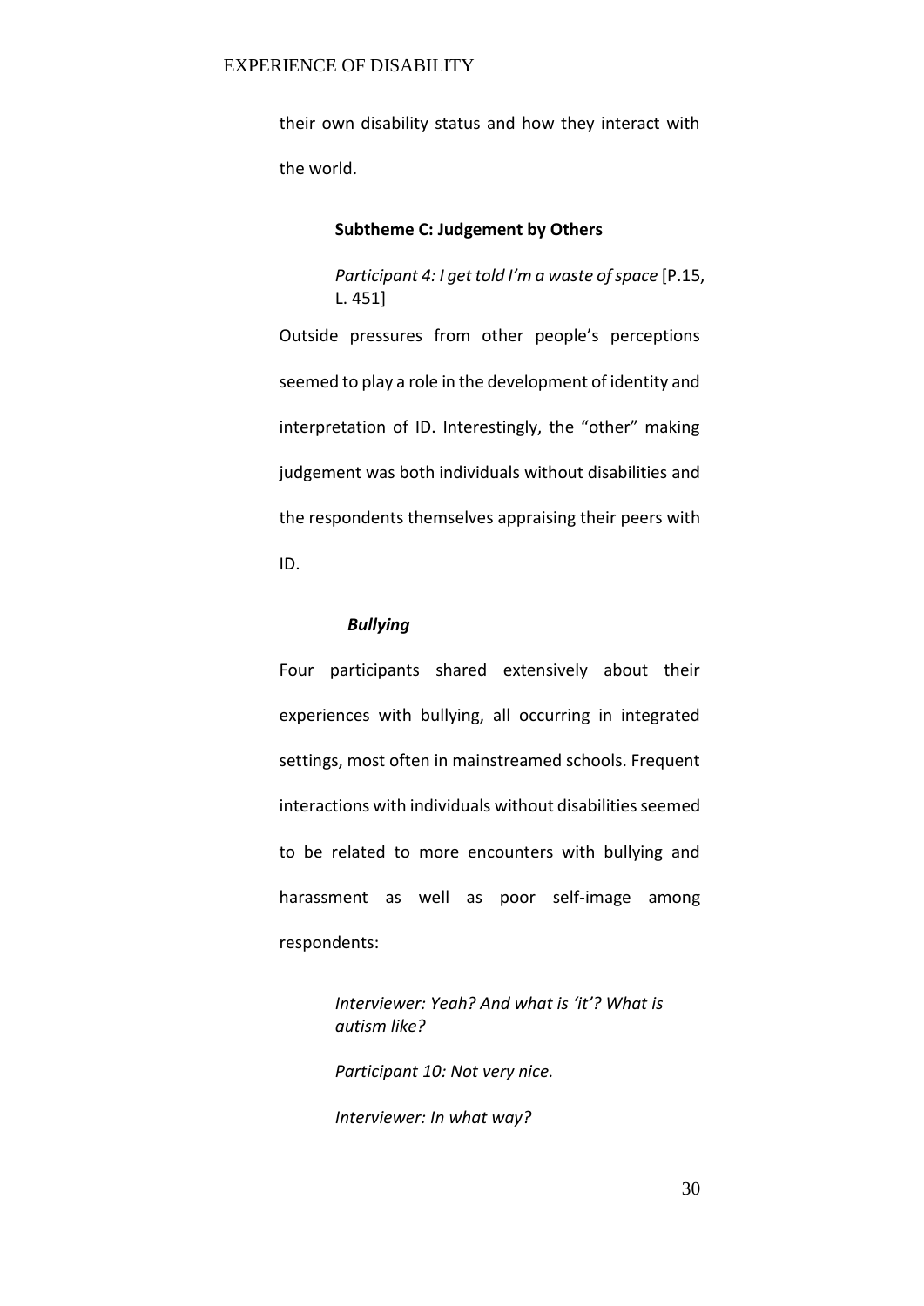their own disability status and how they interact with the world.

### Subtheme C: Judgement by Others

> *Participant 4: I get told I'm a waste of space* [P.15, L. 451]

Outside pressures from other people's perceptions seemed to play a role in the development of identity and interpretation of ID. Interestingly, the "other" making judgement was both individuals without disabilities and the respondents themselves appraising their peers with ID.

#### *Bullying*

Four participants shared extensively about their experiences with bullying, all occurring in integrated settings, most often in mainstreamed schools. Frequent interactions with individuals without disabilities seemed to be related to more encounters with bullying and harassment as well as poor self-image among respondents:

> *Interviewer: Yeah? And what is 'it'? What is autism like?*
>
> *Participant 10: Not very nice.*
>
> *Interviewer: In what way?*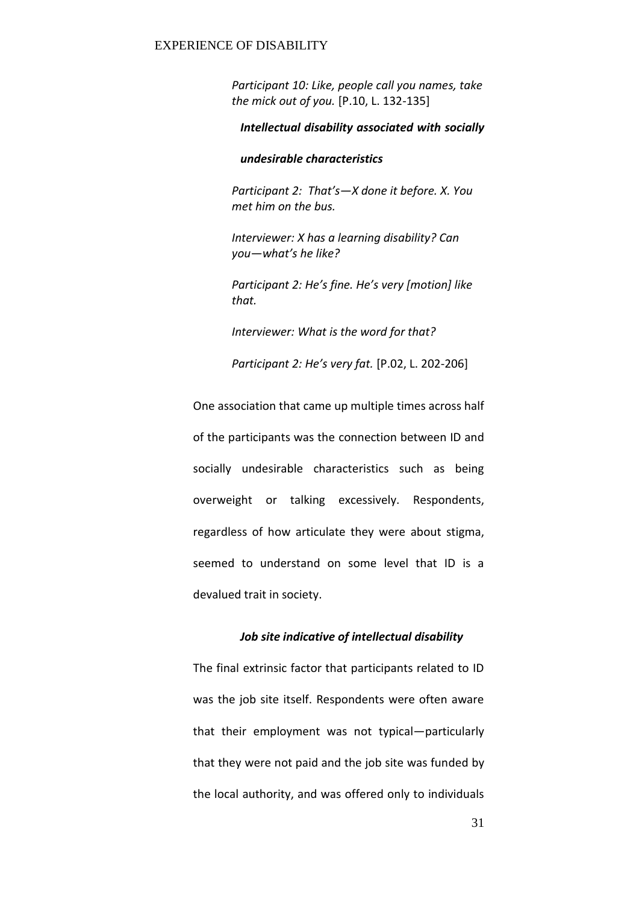*Participant 10: Like, people call you names, take the mick out of you.* [P.10, L. 132-135]

***Intellectual disability associated with socially undesirable characteristics***

*Participant 2: That's—X done it before. X. You met him on the bus.*

*Interviewer: X has a learning disability? Can you—what's he like?*

*Participant 2: He's fine. He's very [motion] like that.*

*Interviewer: What is the word for that?*

*Participant 2: He's very fat.* [P.02, L. 202-206]

One association that came up multiple times across half of the participants was the connection between ID and socially undesirable characteristics such as being overweight or talking excessively. Respondents, regardless of how articulate they were about stigma, seemed to understand on some level that ID is a devalued trait in society.

***Job site indicative of intellectual disability***

The final extrinsic factor that participants related to ID was the job site itself. Respondents were often aware that their employment was not typical—particularly that they were not paid and the job site was funded by the local authority, and was offered only to individuals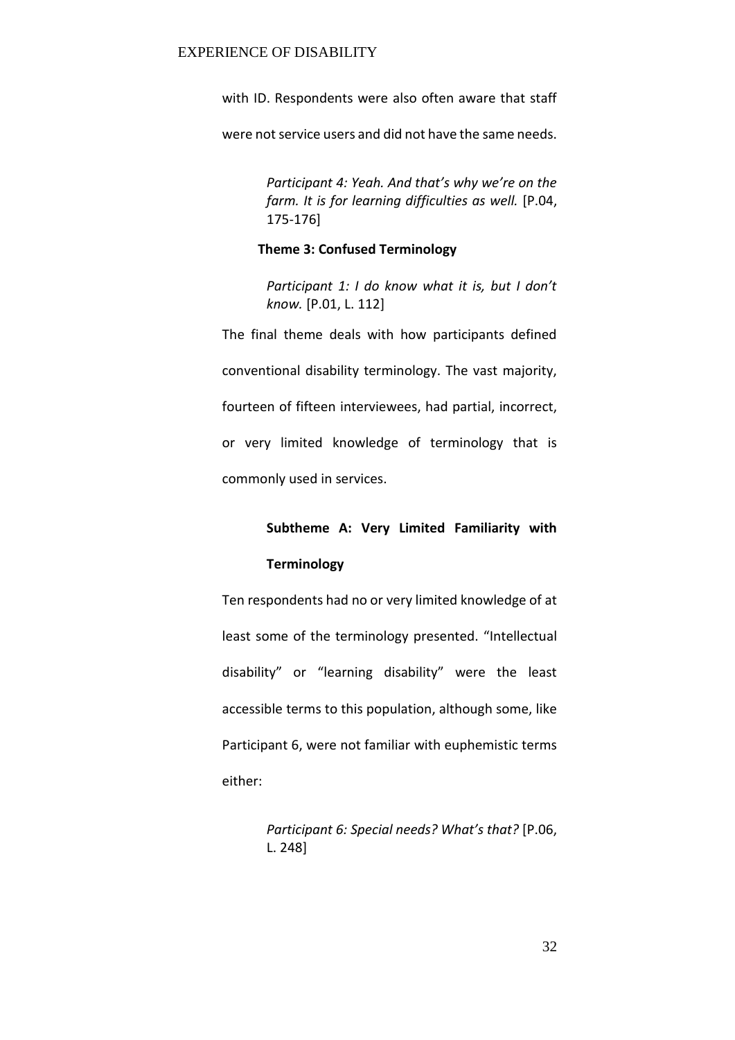with ID. Respondents were also often aware that staff were not service users and did not have the same needs.

> *Participant 4: Yeah. And that's why we're on the farm. It is for learning difficulties as well.* [P.04, 175-176]

### Theme 3: Confused Terminology

> *Participant 1: I do know what it is, but I don't know.* [P.01, L. 112]

The final theme deals with how participants defined conventional disability terminology. The vast majority, fourteen of fifteen interviewees, had partial, incorrect, or very limited knowledge of terminology that is commonly used in services.

#### Subtheme A: Very Limited Familiarity with Terminology

Ten respondents had no or very limited knowledge of at least some of the terminology presented. "Intellectual disability" or "learning disability" were the least accessible terms to this population, although some, like Participant 6, were not familiar with euphemistic terms either:

> *Participant 6: Special needs? What's that?* [P.06, L. 248]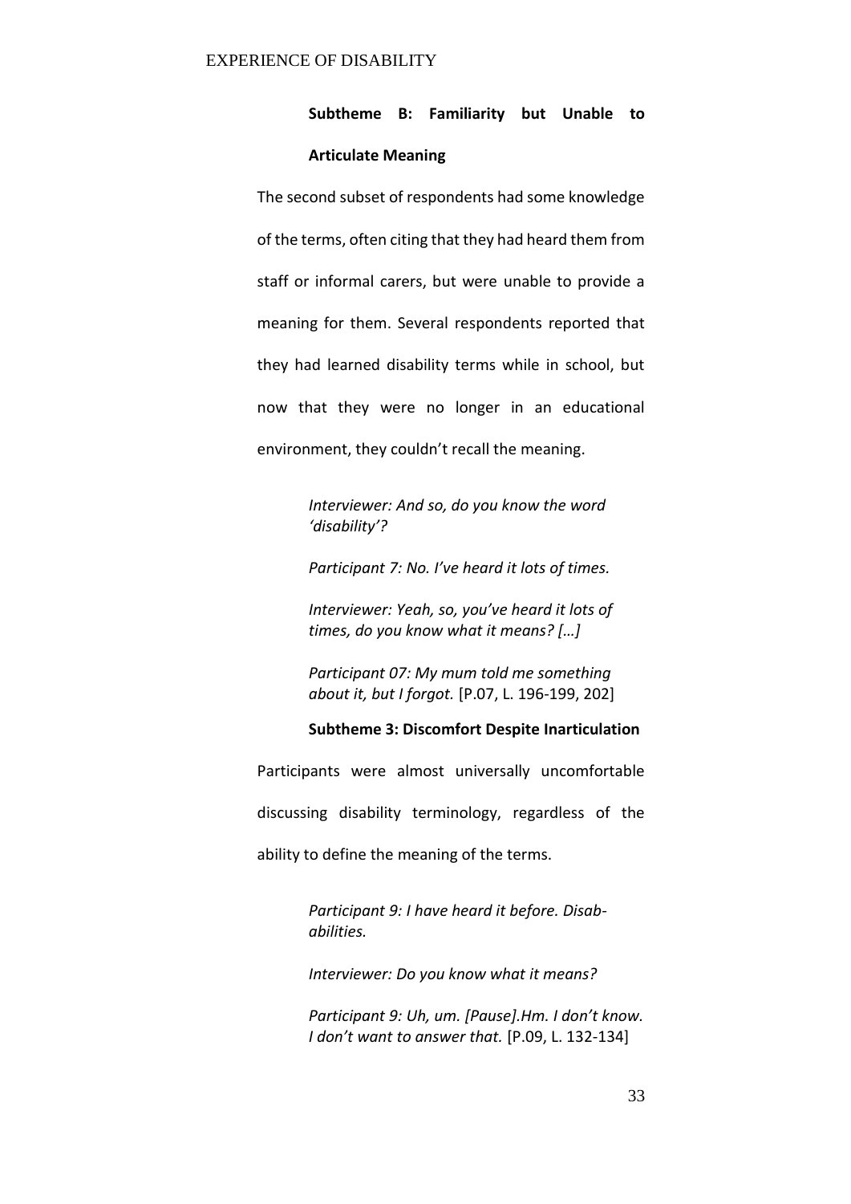**Subtheme B: Familiarity but Unable to Articulate Meaning**

The second subset of respondents had some knowledge of the terms, often citing that they had heard them from staff or informal carers, but were unable to provide a meaning for them. Several respondents reported that they had learned disability terms while in school, but now that they were no longer in an educational environment, they couldn't recall the meaning.

> *Interviewer: And so, do you know the word 'disability'?*
>
> *Participant 7: No. I've heard it lots of times.*
>
> *Interviewer: Yeah, so, you've heard it lots of times, do you know what it means? […]*
>
> *Participant 07: My mum told me something about it, but I forgot.* [P.07, L. 196-199, 202]

**Subtheme 3: Discomfort Despite Inarticulation**

Participants were almost universally uncomfortable discussing disability terminology, regardless of the ability to define the meaning of the terms.

> *Participant 9: I have heard it before. Disab-abilities.*
>
> *Interviewer: Do you know what it means?*
>
> *Participant 9: Uh, um. [Pause].Hm. I don't know. I don't want to answer that.* [P.09, L. 132-134]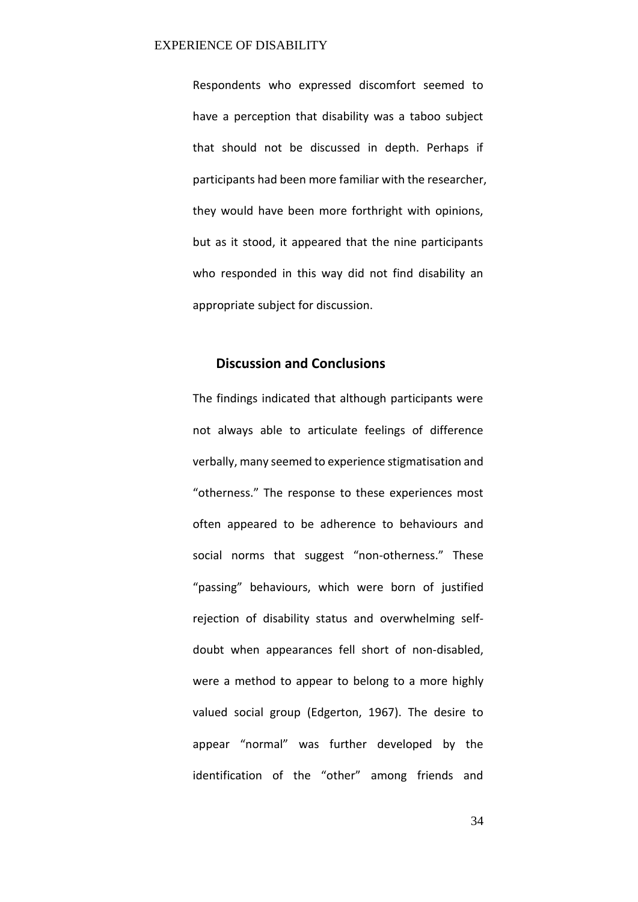Respondents who expressed discomfort seemed to have a perception that disability was a taboo subject that should not be discussed in depth. Perhaps if participants had been more familiar with the researcher, they would have been more forthright with opinions, but as it stood, it appeared that the nine participants who responded in this way did not find disability an appropriate subject for discussion.

## Discussion and Conclusions

The findings indicated that although participants were not always able to articulate feelings of difference verbally, many seemed to experience stigmatisation and "otherness." The response to these experiences most often appeared to be adherence to behaviours and social norms that suggest "non-otherness." These "passing" behaviours, which were born of justified rejection of disability status and overwhelming self-doubt when appearances fell short of non-disabled, were a method to appear to belong to a more highly valued social group (Edgerton, 1967). The desire to appear "normal" was further developed by the identification of the "other" among friends and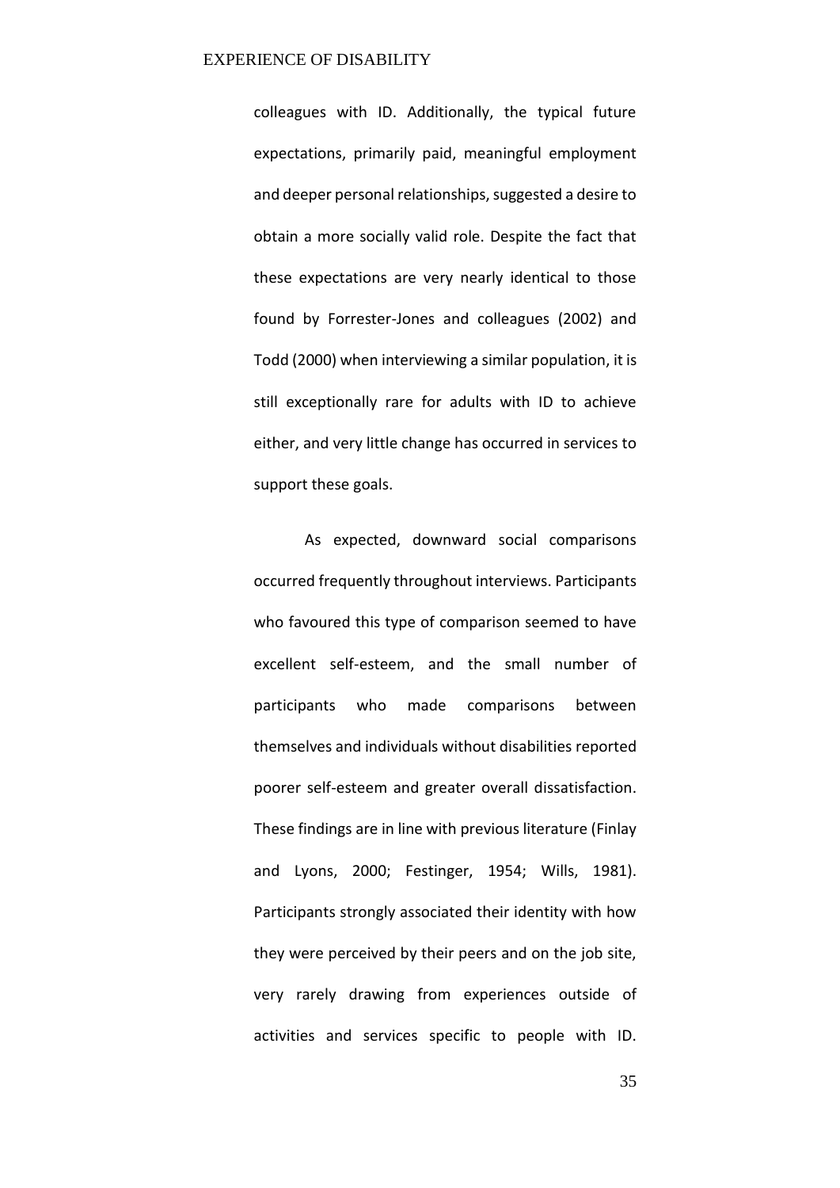colleagues with ID. Additionally, the typical future expectations, primarily paid, meaningful employment and deeper personal relationships, suggested a desire to obtain a more socially valid role. Despite the fact that these expectations are very nearly identical to those found by Forrester-Jones and colleagues (2002) and Todd (2000) when interviewing a similar population, it is still exceptionally rare for adults with ID to achieve either, and very little change has occurred in services to support these goals.

As expected, downward social comparisons occurred frequently throughout interviews. Participants who favoured this type of comparison seemed to have excellent self-esteem, and the small number of participants who made comparisons between themselves and individuals without disabilities reported poorer self-esteem and greater overall dissatisfaction. These findings are in line with previous literature (Finlay and Lyons, 2000; Festinger, 1954; Wills, 1981). Participants strongly associated their identity with how they were perceived by their peers and on the job site, very rarely drawing from experiences outside of activities and services specific to people with ID.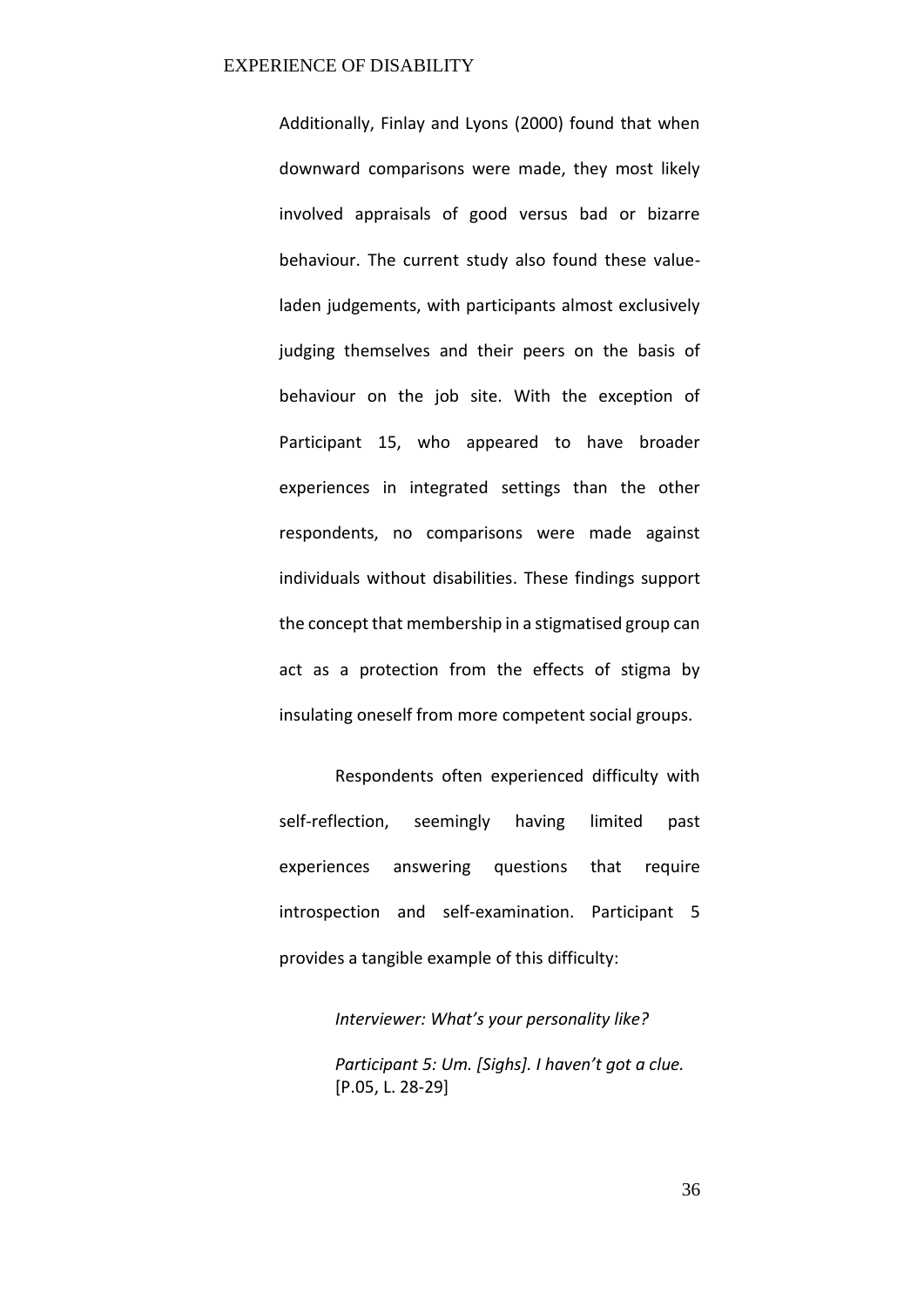Additionally, Finlay and Lyons (2000) found that when downward comparisons were made, they most likely involved appraisals of good versus bad or bizarre behaviour. The current study also found these value-laden judgements, with participants almost exclusively judging themselves and their peers on the basis of behaviour on the job site. With the exception of Participant 15, who appeared to have broader experiences in integrated settings than the other respondents, no comparisons were made against individuals without disabilities. These findings support the concept that membership in a stigmatised group can act as a protection from the effects of stigma by insulating oneself from more competent social groups.

Respondents often experienced difficulty with self-reflection, seemingly having limited past experiences answering questions that require introspection and self-examination. Participant 5 provides a tangible example of this difficulty:

> *Interviewer: What's your personality like?*
>
> *Participant 5: Um. [Sighs]. I haven't got a clue.* [P.05, L. 28-29]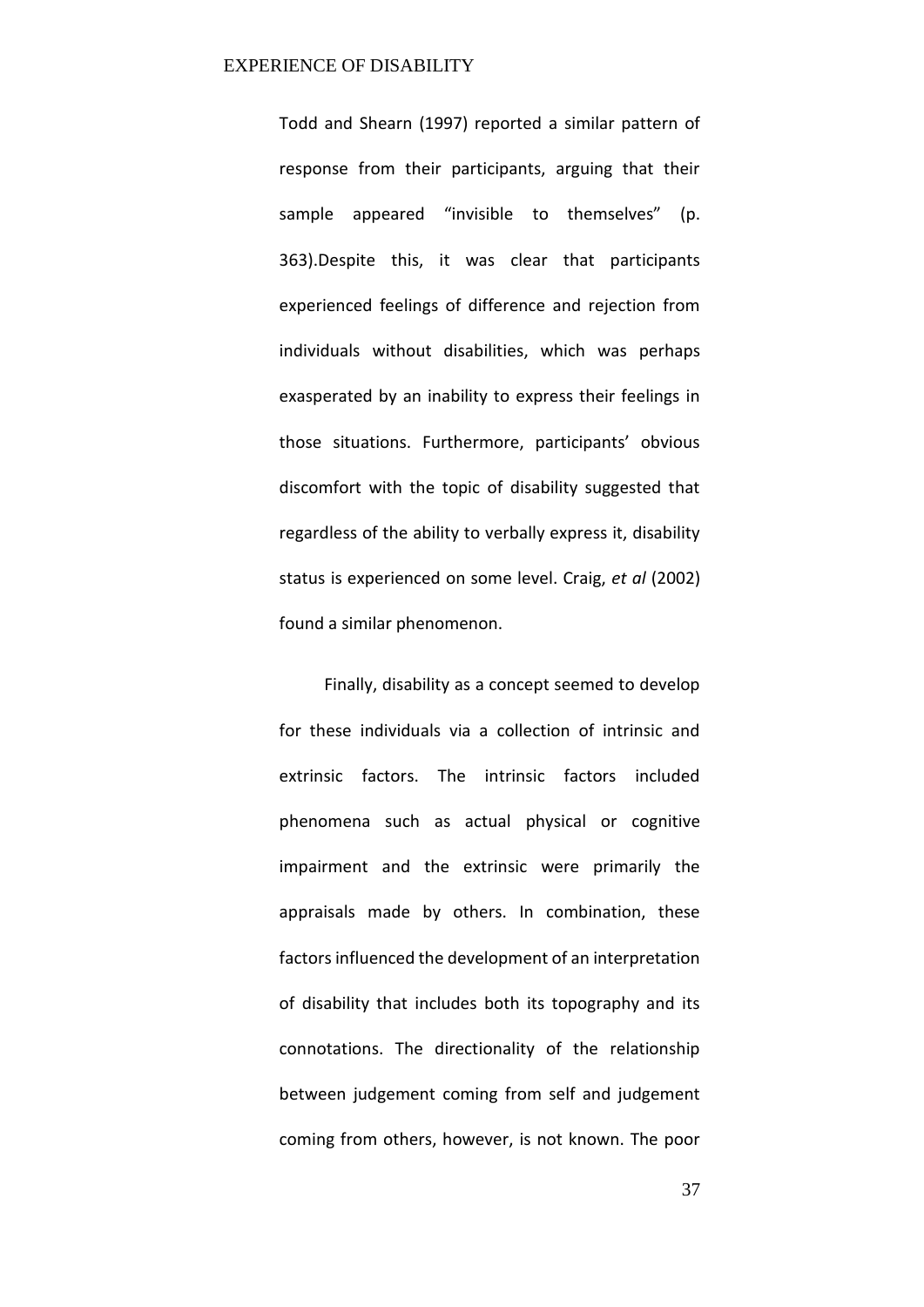Todd and Shearn (1997) reported a similar pattern of response from their participants, arguing that their sample appeared "invisible to themselves" (p. 363).Despite this, it was clear that participants experienced feelings of difference and rejection from individuals without disabilities, which was perhaps exasperated by an inability to express their feelings in those situations. Furthermore, participants' obvious discomfort with the topic of disability suggested that regardless of the ability to verbally express it, disability status is experienced on some level. Craig, *et al* (2002) found a similar phenomenon.

Finally, disability as a concept seemed to develop for these individuals via a collection of intrinsic and extrinsic factors. The intrinsic factors included phenomena such as actual physical or cognitive impairment and the extrinsic were primarily the appraisals made by others. In combination, these factors influenced the development of an interpretation of disability that includes both its topography and its connotations. The directionality of the relationship between judgement coming from self and judgement coming from others, however, is not known. The poor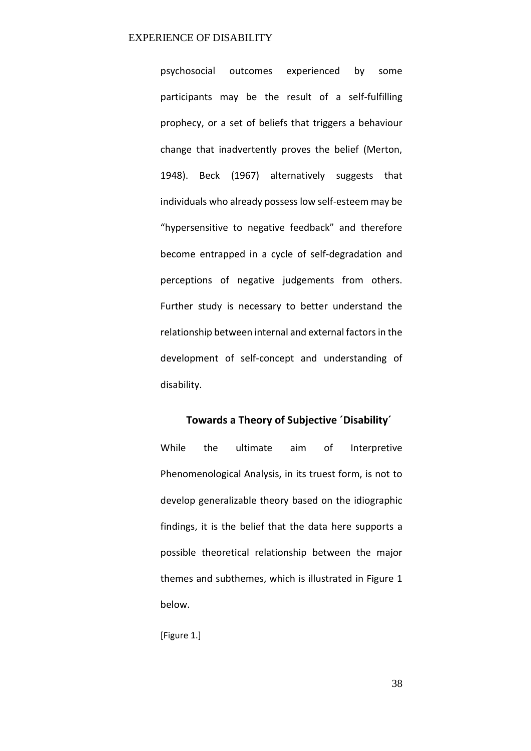psychosocial outcomes experienced by some participants may be the result of a self-fulfilling prophecy, or a set of beliefs that triggers a behaviour change that inadvertently proves the belief (Merton, 1948). Beck (1967) alternatively suggests that individuals who already possess low self-esteem may be "hypersensitive to negative feedback" and therefore become entrapped in a cycle of self-degradation and perceptions of negative judgements from others. Further study is necessary to better understand the relationship between internal and external factors in the development of self-concept and understanding of disability.

## Towards a Theory of Subjective ´Disability´

While the ultimate aim of Interpretive Phenomenological Analysis, in its truest form, is not to develop generalizable theory based on the idiographic findings, it is the belief that the data here supports a possible theoretical relationship between the major themes and subthemes, which is illustrated in Figure 1 below.

[Figure 1.]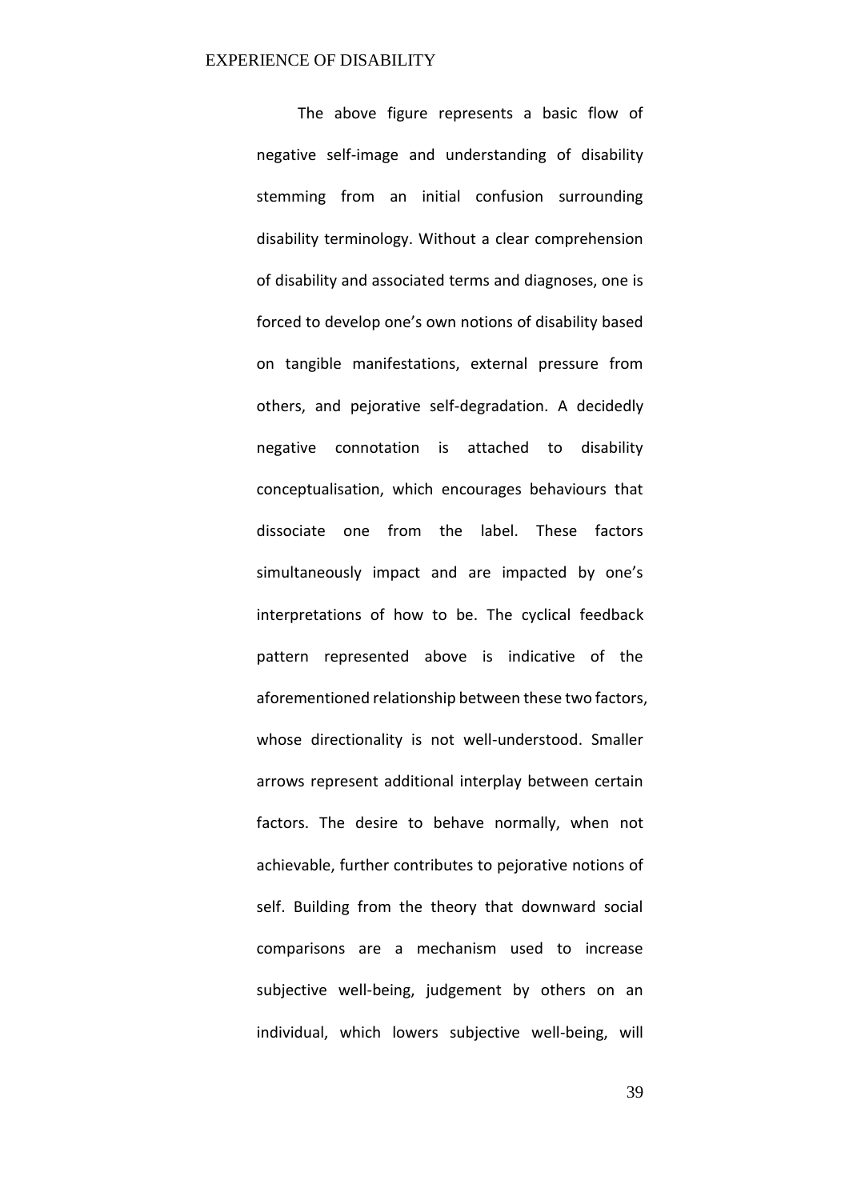The above figure represents a basic flow of negative self-image and understanding of disability stemming from an initial confusion surrounding disability terminology. Without a clear comprehension of disability and associated terms and diagnoses, one is forced to develop one's own notions of disability based on tangible manifestations, external pressure from others, and pejorative self-degradation. A decidedly negative connotation is attached to disability conceptualisation, which encourages behaviours that dissociate one from the label. These factors simultaneously impact and are impacted by one's interpretations of how to be. The cyclical feedback pattern represented above is indicative of the aforementioned relationship between these two factors, whose directionality is not well-understood. Smaller arrows represent additional interplay between certain factors. The desire to behave normally, when not achievable, further contributes to pejorative notions of self. Building from the theory that downward social comparisons are a mechanism used to increase subjective well-being, judgement by others on an individual, which lowers subjective well-being, will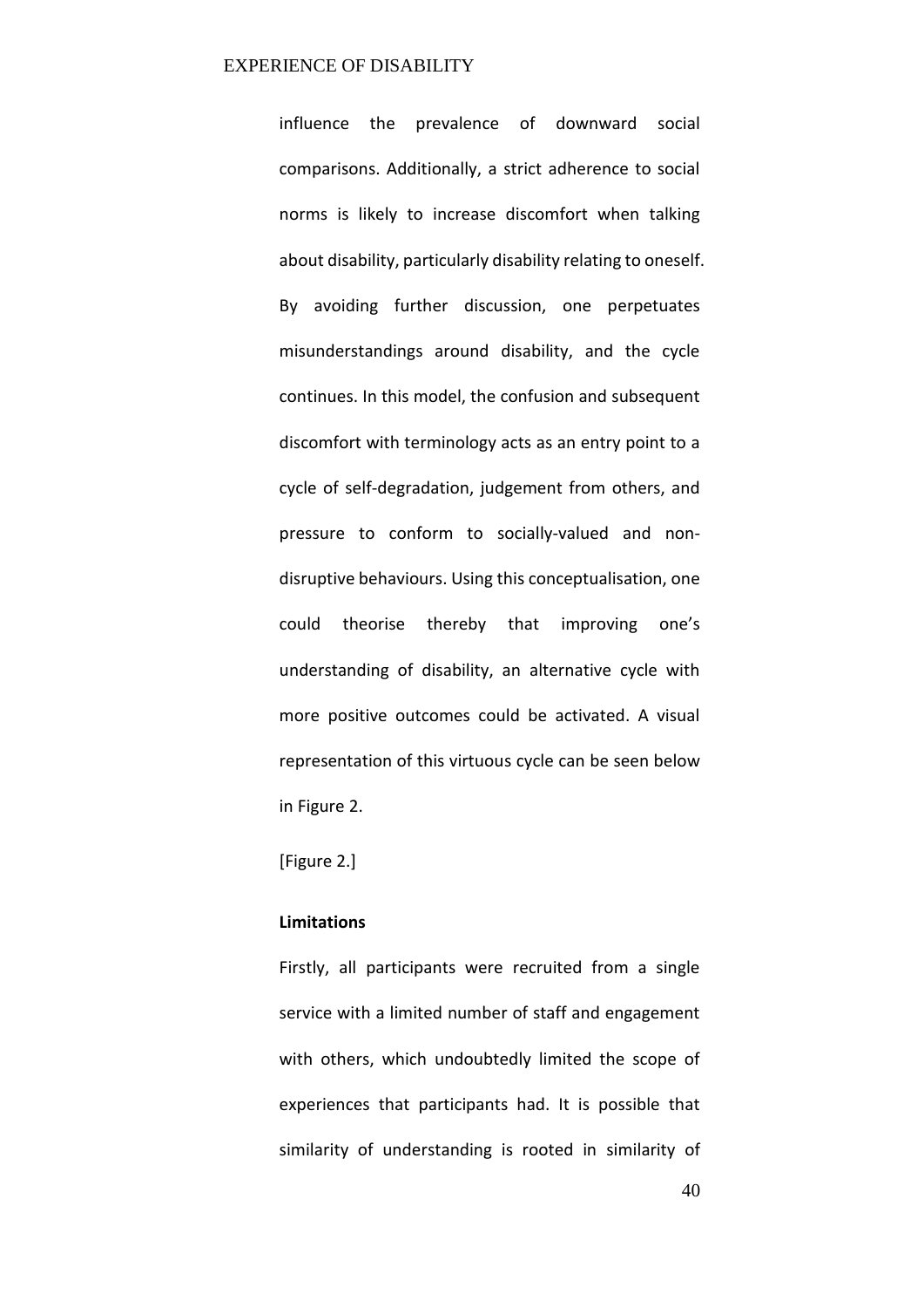influence the prevalence of downward social comparisons. Additionally, a strict adherence to social norms is likely to increase discomfort when talking about disability, particularly disability relating to oneself. By avoiding further discussion, one perpetuates misunderstandings around disability, and the cycle continues. In this model, the confusion and subsequent discomfort with terminology acts as an entry point to a cycle of self-degradation, judgement from others, and pressure to conform to socially-valued and non-disruptive behaviours. Using this conceptualisation, one could theorise thereby that improving one's understanding of disability, an alternative cycle with more positive outcomes could be activated. A visual representation of this virtuous cycle can be seen below in Figure 2.

[Figure 2.]

**Limitations**

Firstly, all participants were recruited from a single service with a limited number of staff and engagement with others, which undoubtedly limited the scope of experiences that participants had. It is possible that similarity of understanding is rooted in similarity of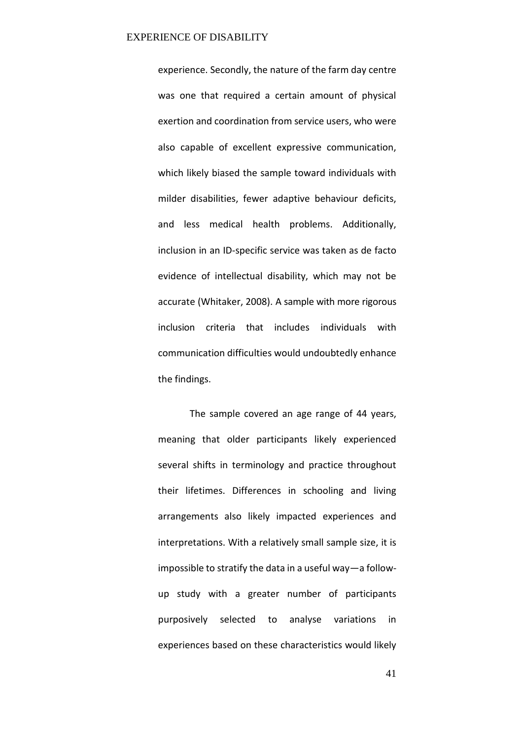experience. Secondly, the nature of the farm day centre was one that required a certain amount of physical exertion and coordination from service users, who were also capable of excellent expressive communication, which likely biased the sample toward individuals with milder disabilities, fewer adaptive behaviour deficits, and less medical health problems. Additionally, inclusion in an ID-specific service was taken as de facto evidence of intellectual disability, which may not be accurate (Whitaker, 2008). A sample with more rigorous inclusion criteria that includes individuals with communication difficulties would undoubtedly enhance the findings.

The sample covered an age range of 44 years, meaning that older participants likely experienced several shifts in terminology and practice throughout their lifetimes. Differences in schooling and living arrangements also likely impacted experiences and interpretations. With a relatively small sample size, it is impossible to stratify the data in a useful way—a follow-up study with a greater number of participants purposively selected to analyse variations in experiences based on these characteristics would likely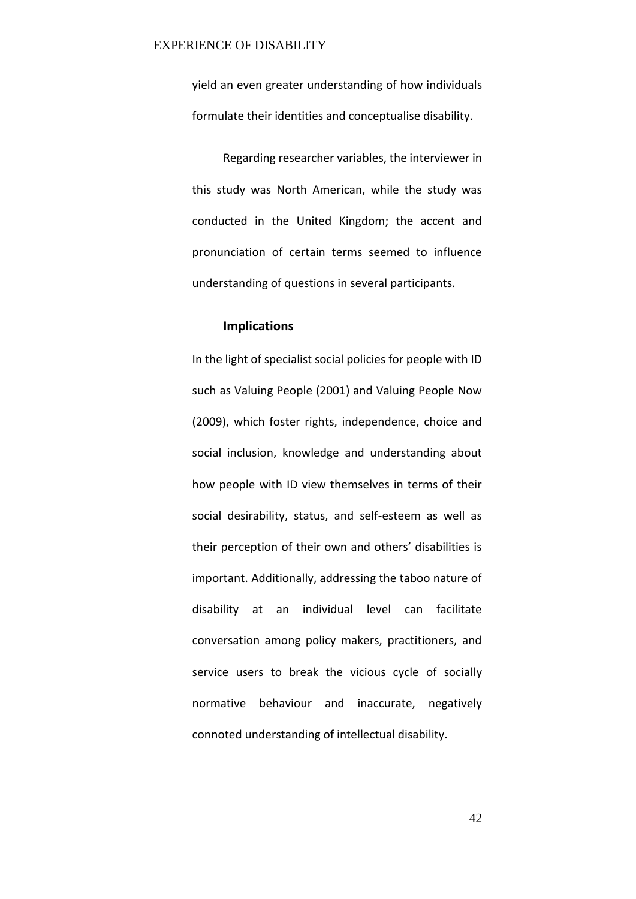yield an even greater understanding of how individuals formulate their identities and conceptualise disability.

Regarding researcher variables, the interviewer in this study was North American, while the study was conducted in the United Kingdom; the accent and pronunciation of certain terms seemed to influence understanding of questions in several participants.

**Implications**

In the light of specialist social policies for people with ID such as Valuing People (2001) and Valuing People Now (2009), which foster rights, independence, choice and social inclusion, knowledge and understanding about how people with ID view themselves in terms of their social desirability, status, and self-esteem as well as their perception of their own and others' disabilities is important. Additionally, addressing the taboo nature of disability at an individual level can facilitate conversation among policy makers, practitioners, and service users to break the vicious cycle of socially normative behaviour and inaccurate, negatively connoted understanding of intellectual disability.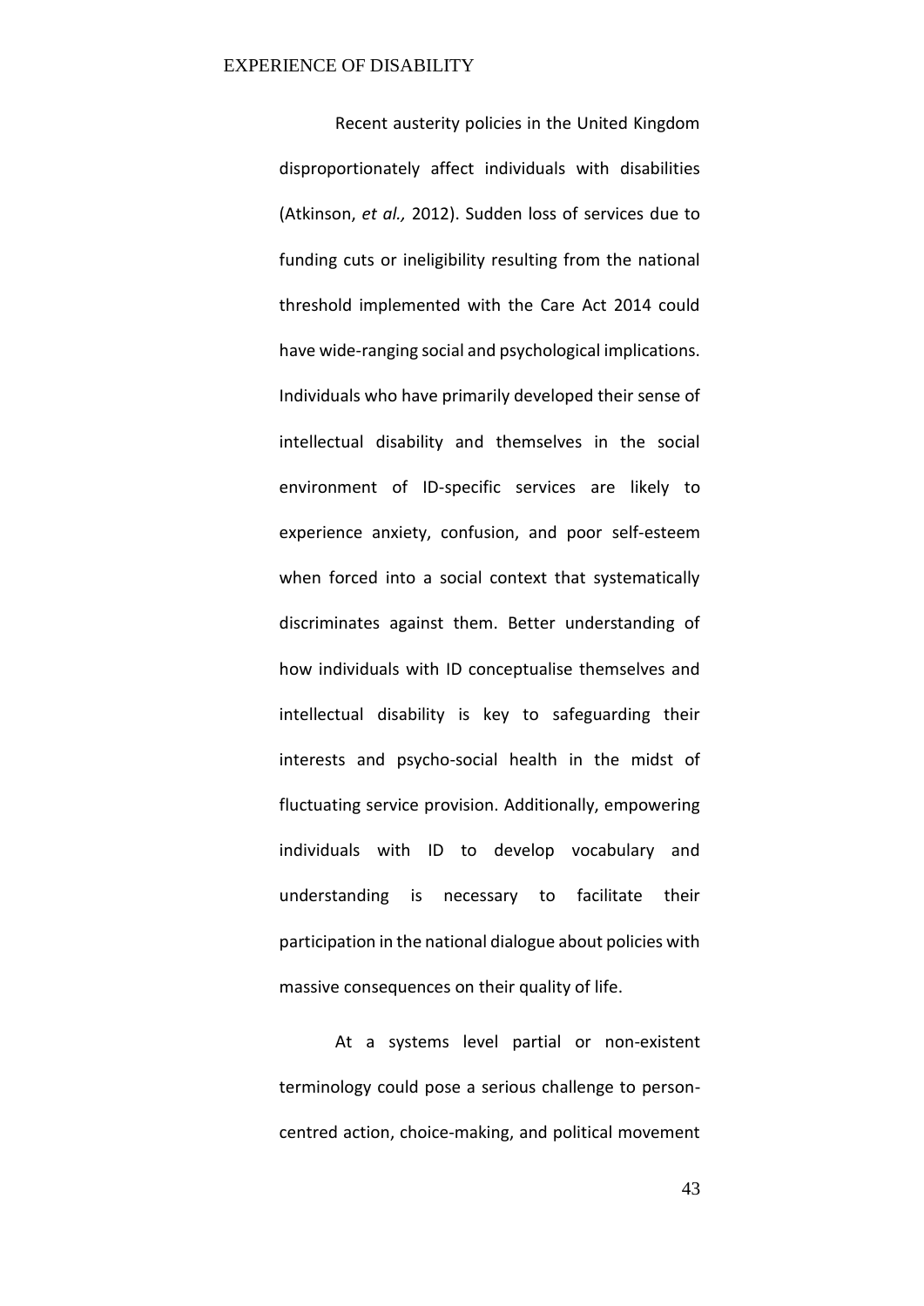Recent austerity policies in the United Kingdom disproportionately affect individuals with disabilities (Atkinson, *et al.,* 2012). Sudden loss of services due to funding cuts or ineligibility resulting from the national threshold implemented with the Care Act 2014 could have wide-ranging social and psychological implications. Individuals who have primarily developed their sense of intellectual disability and themselves in the social environment of ID-specific services are likely to experience anxiety, confusion, and poor self-esteem when forced into a social context that systematically discriminates against them. Better understanding of how individuals with ID conceptualise themselves and intellectual disability is key to safeguarding their interests and psycho-social health in the midst of fluctuating service provision. Additionally, empowering individuals with ID to develop vocabulary and understanding is necessary to facilitate their participation in the national dialogue about policies with massive consequences on their quality of life.

At a systems level partial or non-existent terminology could pose a serious challenge to person-centred action, choice-making, and political movement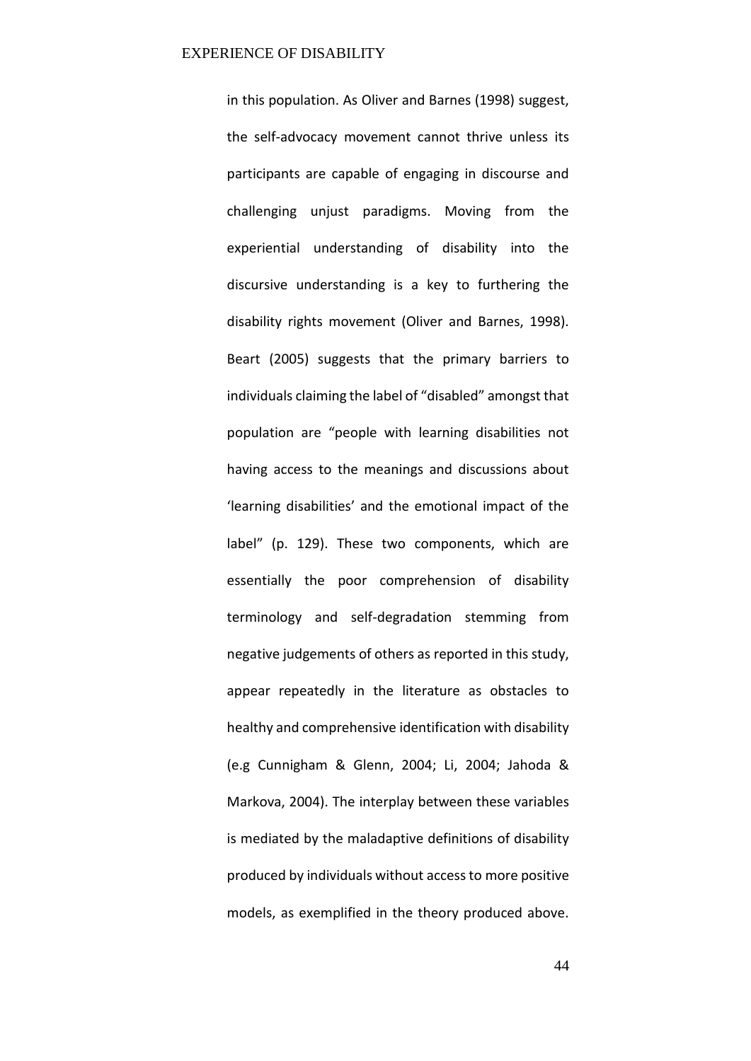in this population. As Oliver and Barnes (1998) suggest, the self-advocacy movement cannot thrive unless its participants are capable of engaging in discourse and challenging unjust paradigms. Moving from the experiential understanding of disability into the discursive understanding is a key to furthering the disability rights movement (Oliver and Barnes, 1998). Beart (2005) suggests that the primary barriers to individuals claiming the label of "disabled" amongst that population are "people with learning disabilities not having access to the meanings and discussions about 'learning disabilities' and the emotional impact of the label" (p. 129). These two components, which are essentially the poor comprehension of disability terminology and self-degradation stemming from negative judgements of others as reported in this study, appear repeatedly in the literature as obstacles to healthy and comprehensive identification with disability (e.g Cunnigham & Glenn, 2004; Li, 2004; Jahoda & Markova, 2004). The interplay between these variables is mediated by the maladaptive definitions of disability produced by individuals without access to more positive models, as exemplified in the theory produced above.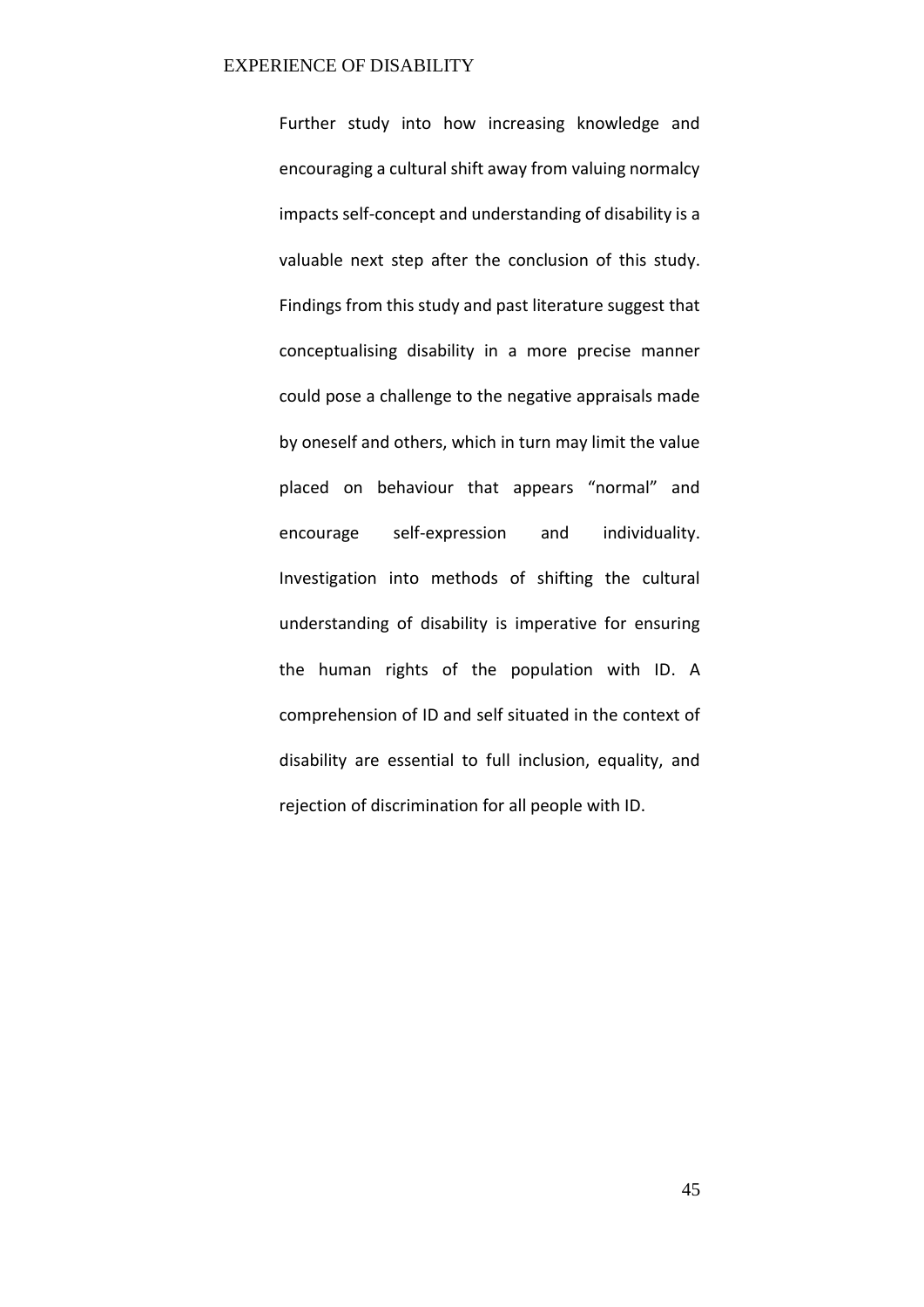Further study into how increasing knowledge and encouraging a cultural shift away from valuing normalcy impacts self-concept and understanding of disability is a valuable next step after the conclusion of this study. Findings from this study and past literature suggest that conceptualising disability in a more precise manner could pose a challenge to the negative appraisals made by oneself and others, which in turn may limit the value placed on behaviour that appears "normal" and encourage self-expression and individuality. Investigation into methods of shifting the cultural understanding of disability is imperative for ensuring the human rights of the population with ID. A comprehension of ID and self situated in the context of disability are essential to full inclusion, equality, and rejection of discrimination for all people with ID.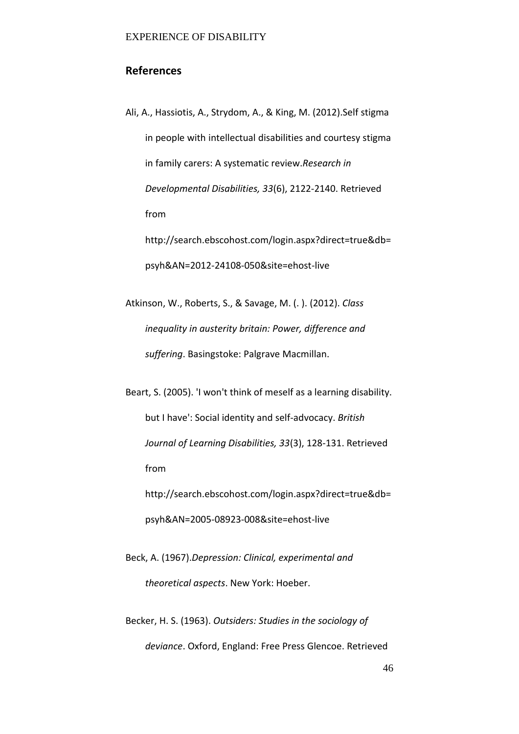## References

Ali, A., Hassiotis, A., Strydom, A., & King, M. (2012).Self stigma in people with intellectual disabilities and courtesy stigma in family carers: A systematic review.*Research in Developmental Disabilities, 33*(6), 2122-2140. Retrieved from http://search.ebscohost.com/login.aspx?direct=true&db=psyh&AN=2012-24108-050&site=ehost-live

Atkinson, W., Roberts, S., & Savage, M. (. ). (2012). *Class inequality in austerity britain: Power, difference and suffering*. Basingstoke: Palgrave Macmillan.

Beart, S. (2005). 'I won't think of meself as a learning disability. but I have': Social identity and self-advocacy. *British Journal of Learning Disabilities, 33*(3), 128-131. Retrieved from http://search.ebscohost.com/login.aspx?direct=true&db=psyh&AN=2005-08923-008&site=ehost-live

Beck, A. (1967).*Depression: Clinical, experimental and theoretical aspects*. New York: Hoeber.

Becker, H. S. (1963). *Outsiders: Studies in the sociology of deviance*. Oxford, England: Free Press Glencoe. Retrieved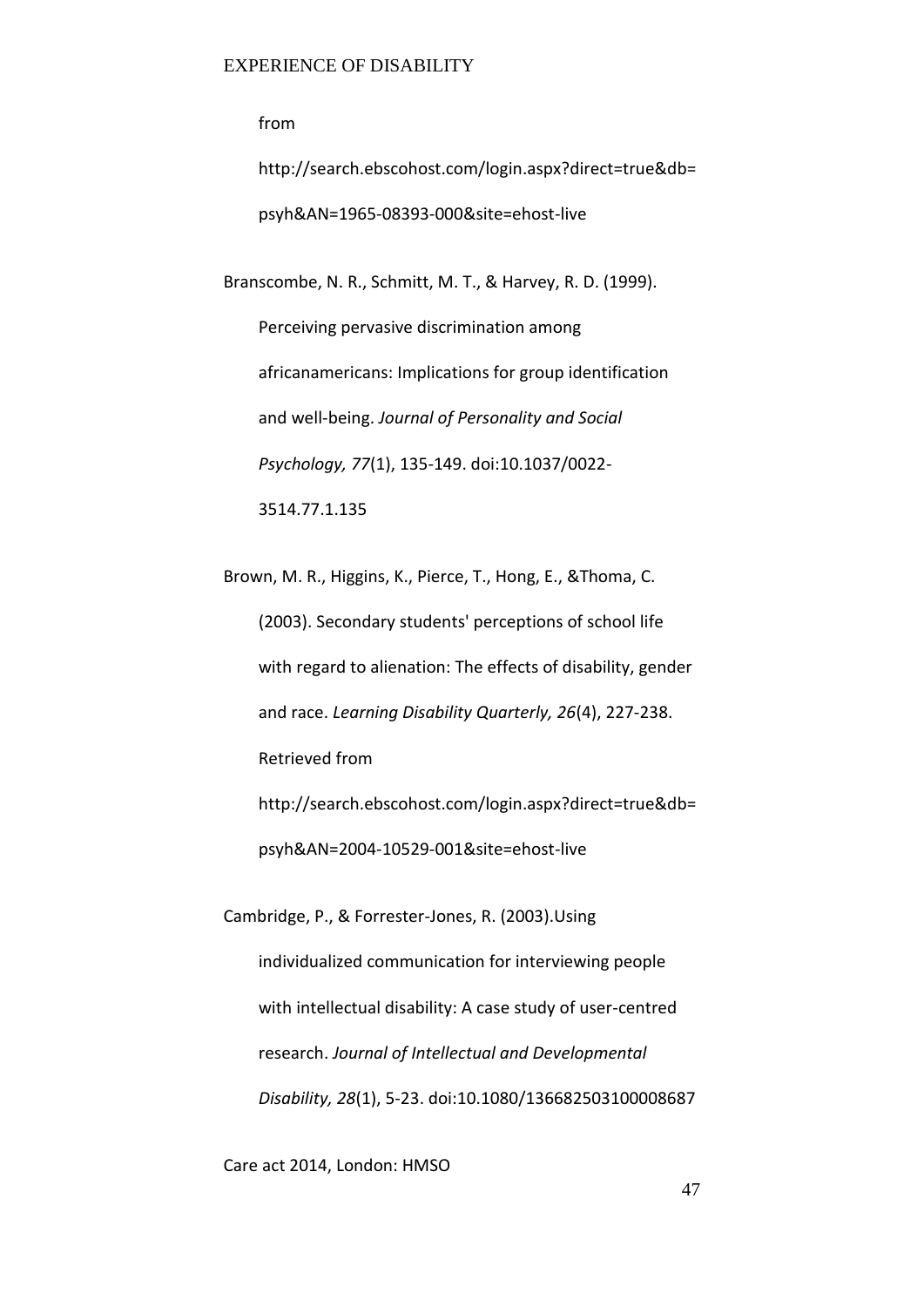from http://search.ebscohost.com/login.aspx?direct=true&db=psyh&AN=1965-08393-000&site=ehost-live

Branscombe, N. R., Schmitt, M. T., & Harvey, R. D. (1999). Perceiving pervasive discrimination among africanamericans: Implications for group identification and well-being. *Journal of Personality and Social Psychology, 77*(1), 135-149. doi:10.1037/0022-3514.77.1.135

Brown, M. R., Higgins, K., Pierce, T., Hong, E., &Thoma, C. (2003). Secondary students' perceptions of school life with regard to alienation: The effects of disability, gender and race. *Learning Disability Quarterly, 26*(4), 227-238. Retrieved from http://search.ebscohost.com/login.aspx?direct=true&db=psyh&AN=2004-10529-001&site=ehost-live

Cambridge, P., & Forrester-Jones, R. (2003).Using individualized communication for interviewing people with intellectual disability: A case study of user-centred research. *Journal of Intellectual and Developmental Disability, 28*(1), 5-23. doi:10.1080/136682503100008687

Care act 2014, London: HMSO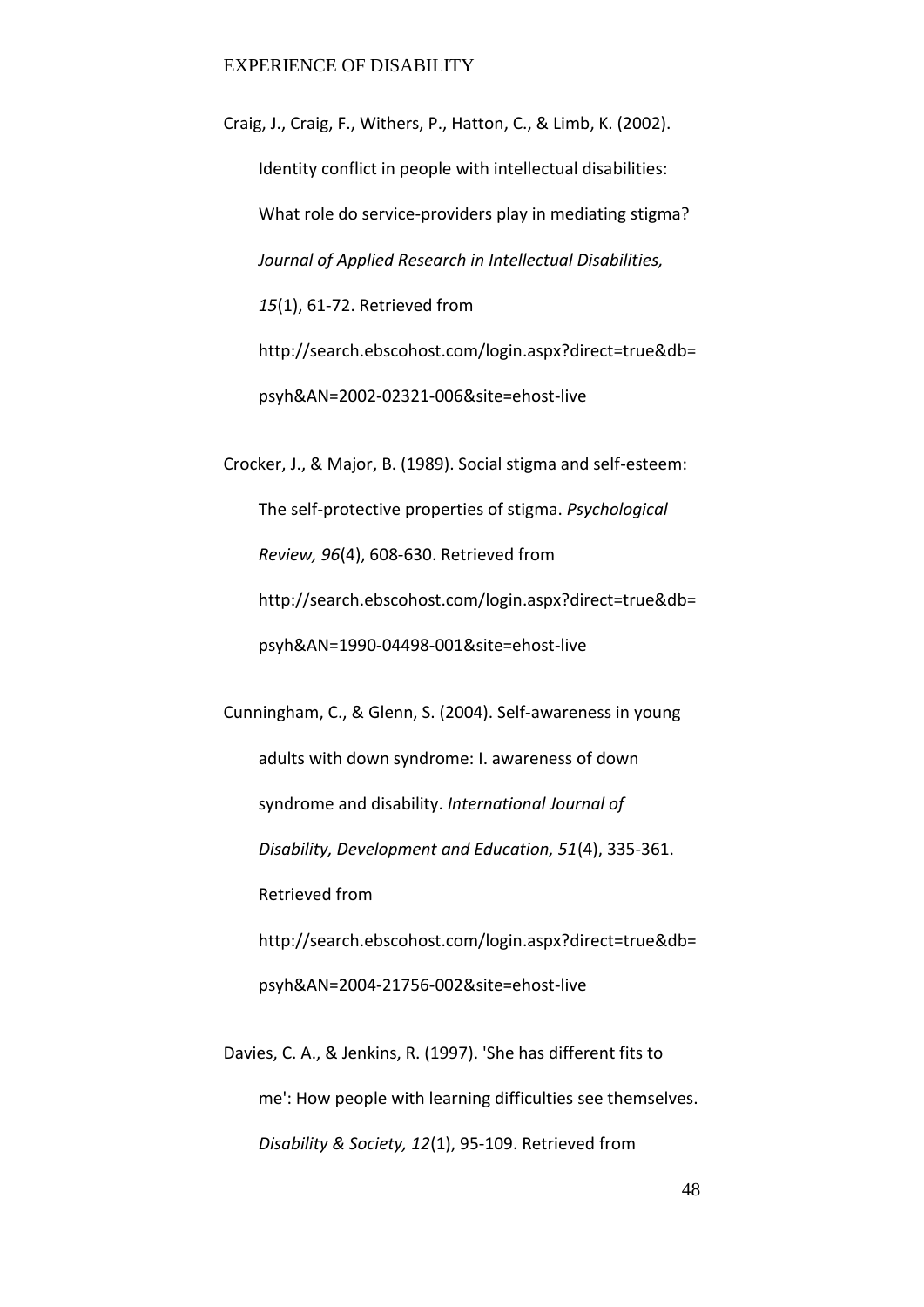Craig, J., Craig, F., Withers, P., Hatton, C., & Limb, K. (2002). Identity conflict in people with intellectual disabilities: What role do service-providers play in mediating stigma? *Journal of Applied Research in Intellectual Disabilities, 15*(1), 61-72. Retrieved from http://search.ebscohost.com/login.aspx?direct=true&db=psyh&AN=2002-02321-006&site=ehost-live

Crocker, J., & Major, B. (1989). Social stigma and self-esteem: The self-protective properties of stigma. *Psychological Review, 96*(4), 608-630. Retrieved from http://search.ebscohost.com/login.aspx?direct=true&db=psyh&AN=1990-04498-001&site=ehost-live

Cunningham, C., & Glenn, S. (2004). Self-awareness in young adults with down syndrome: I. awareness of down syndrome and disability. *International Journal of Disability, Development and Education, 51*(4), 335-361. Retrieved from http://search.ebscohost.com/login.aspx?direct=true&db=psyh&AN=2004-21756-002&site=ehost-live

Davies, C. A., & Jenkins, R. (1997). 'She has different fits to me': How people with learning difficulties see themselves. *Disability & Society, 12*(1), 95-109. Retrieved from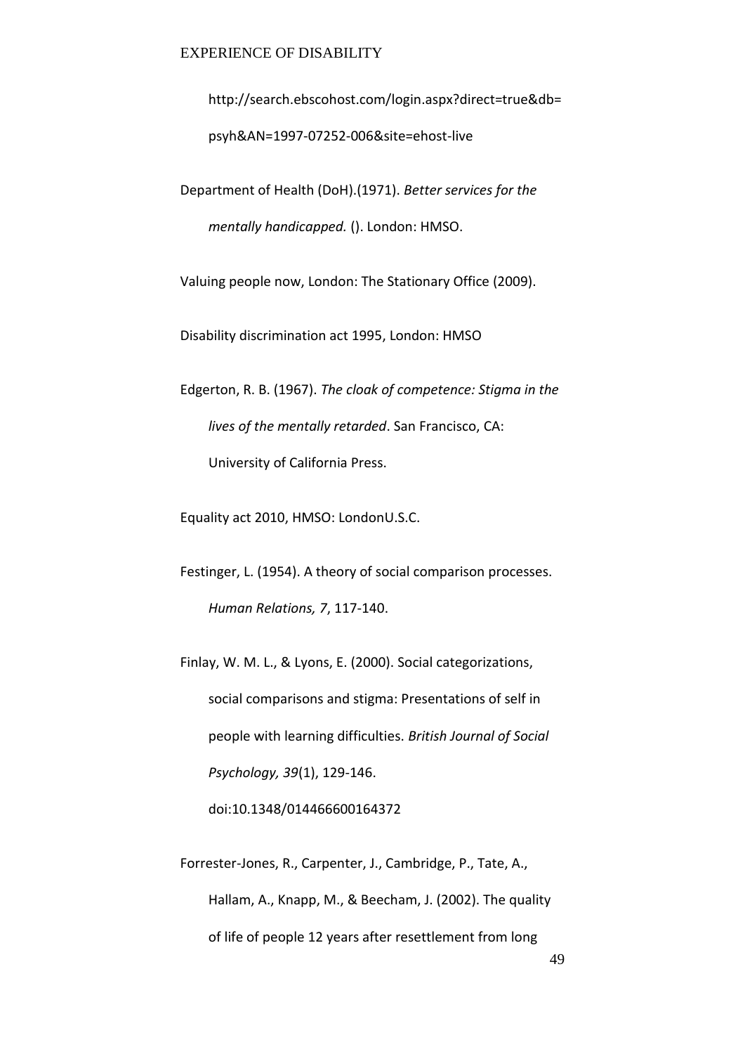http://search.ebscohost.com/login.aspx?direct=true&db=psyh&AN=1997-07252-006&site=ehost-live

Department of Health (DoH).(1971). *Better services for the mentally handicapped.* (). London: HMSO.

Valuing people now, London: The Stationary Office (2009).

Disability discrimination act 1995, London: HMSO

Edgerton, R. B. (1967). *The cloak of competence: Stigma in the lives of the mentally retarded*. San Francisco, CA: University of California Press.

Equality act 2010, HMSO: LondonU.S.C.

Festinger, L. (1954). A theory of social comparison processes. *Human Relations, 7*, 117-140.

Finlay, W. M. L., & Lyons, E. (2000). Social categorizations, social comparisons and stigma: Presentations of self in people with learning difficulties. *British Journal of Social Psychology, 39*(1), 129-146. doi:10.1348/014466600164372

Forrester-Jones, R., Carpenter, J., Cambridge, P., Tate, A., Hallam, A., Knapp, M., & Beecham, J. (2002). The quality of life of people 12 years after resettlement from long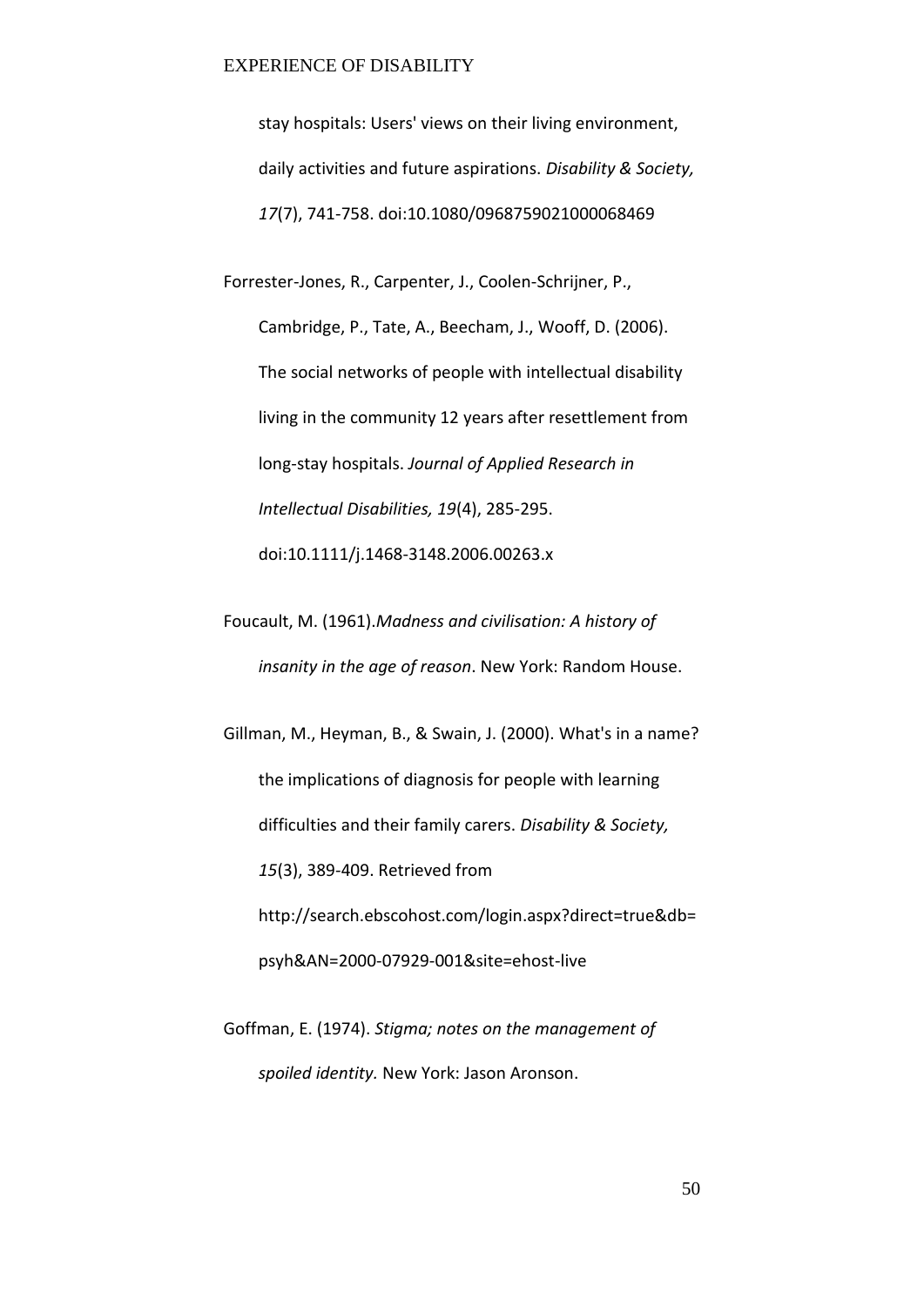stay hospitals: Users' views on their living environment, daily activities and future aspirations. *Disability & Society, 17*(7), 741-758. doi:10.1080/0968759021000068469

Forrester-Jones, R., Carpenter, J., Coolen-Schrijner, P., Cambridge, P., Tate, A., Beecham, J., Wooff, D. (2006). The social networks of people with intellectual disability living in the community 12 years after resettlement from long-stay hospitals. *Journal of Applied Research in Intellectual Disabilities, 19*(4), 285-295. doi:10.1111/j.1468-3148.2006.00263.x

Foucault, M. (1961).*Madness and civilisation: A history of insanity in the age of reason*. New York: Random House.

Gillman, M., Heyman, B., & Swain, J. (2000). What's in a name? the implications of diagnosis for people with learning difficulties and their family carers. *Disability & Society, 15*(3), 389-409. Retrieved from http://search.ebscohost.com/login.aspx?direct=true&db=psyh&AN=2000-07929-001&site=ehost-live

Goffman, E. (1974). *Stigma; notes on the management of spoiled identity.* New York: Jason Aronson.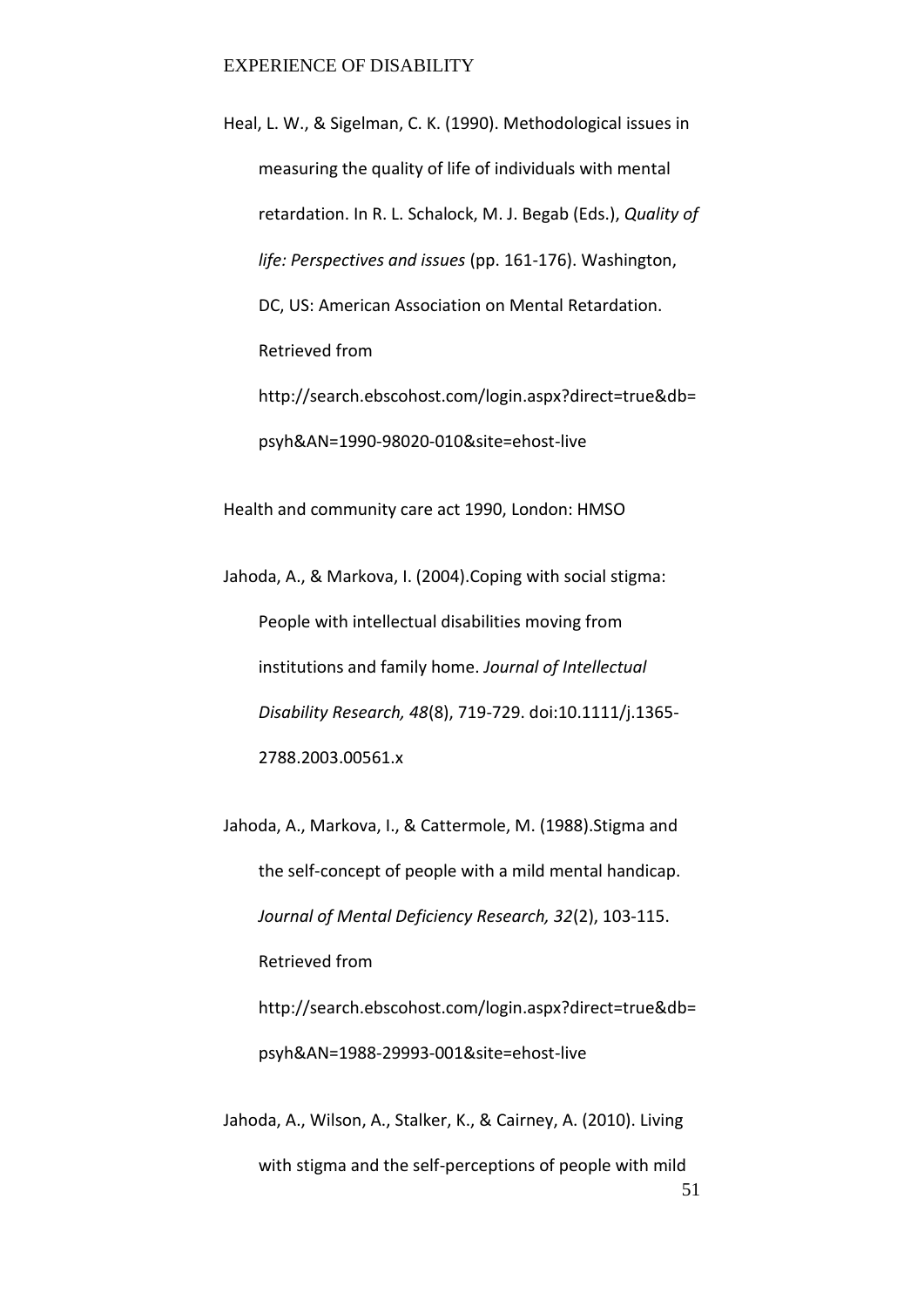Heal, L. W., & Sigelman, C. K. (1990). Methodological issues in measuring the quality of life of individuals with mental retardation. In R. L. Schalock, M. J. Begab (Eds.), *Quality of life: Perspectives and issues* (pp. 161-176). Washington, DC, US: American Association on Mental Retardation. Retrieved from http://search.ebscohost.com/login.aspx?direct=true&db=psyh&AN=1990-98020-010&site=ehost-live

Health and community care act 1990, London: HMSO

Jahoda, A., & Markova, I. (2004).Coping with social stigma: People with intellectual disabilities moving from institutions and family home. *Journal of Intellectual Disability Research, 48*(8), 719-729. doi:10.1111/j.1365-2788.2003.00561.x

Jahoda, A., Markova, I., & Cattermole, M. (1988).Stigma and the self-concept of people with a mild mental handicap. *Journal of Mental Deficiency Research, 32*(2), 103-115. Retrieved from http://search.ebscohost.com/login.aspx?direct=true&db=psyh&AN=1988-29993-001&site=ehost-live

Jahoda, A., Wilson, A., Stalker, K., & Cairney, A. (2010). Living with stigma and the self-perceptions of people with mild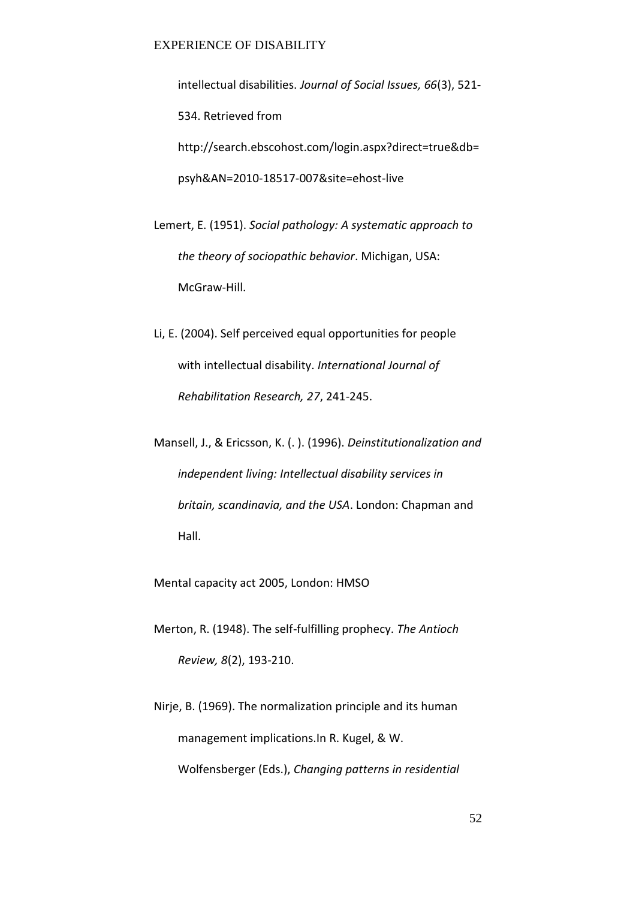intellectual disabilities. *Journal of Social Issues, 66*(3), 521-534. Retrieved from http://search.ebscohost.com/login.aspx?direct=true&db=psyh&AN=2010-18517-007&site=ehost-live

Lemert, E. (1951). *Social pathology: A systematic approach to the theory of sociopathic behavior*. Michigan, USA: McGraw-Hill.

Li, E. (2004). Self perceived equal opportunities for people with intellectual disability. *International Journal of Rehabilitation Research, 27*, 241-245.

Mansell, J., & Ericsson, K. (. ). (1996). *Deinstitutionalization and independent living: Intellectual disability services in britain, scandinavia, and the USA*. London: Chapman and Hall.

Mental capacity act 2005, London: HMSO

Merton, R. (1948). The self-fulfilling prophecy. *The Antioch Review, 8*(2), 193-210.

Nirje, B. (1969). The normalization principle and its human management implications.In R. Kugel, & W. Wolfensberger (Eds.), *Changing patterns in residential*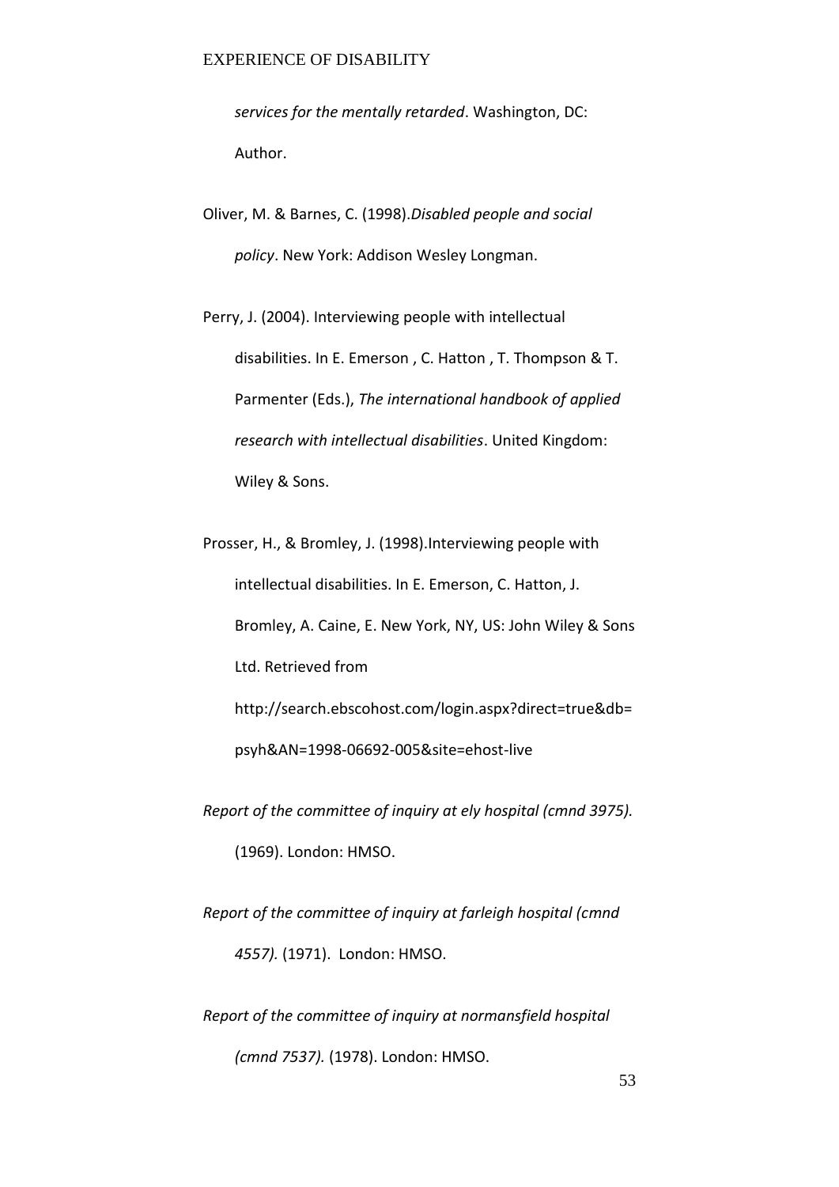*services for the mentally retarded*. Washington, DC: Author.

Oliver, M. & Barnes, C. (1998).*Disabled people and social policy*. New York: Addison Wesley Longman.

Perry, J. (2004). Interviewing people with intellectual disabilities. In E. Emerson , C. Hatton , T. Thompson & T. Parmenter (Eds.), *The international handbook of applied research with intellectual disabilities*. United Kingdom: Wiley & Sons.

Prosser, H., & Bromley, J. (1998).Interviewing people with intellectual disabilities. In E. Emerson, C. Hatton, J. Bromley, A. Caine, E. New York, NY, US: John Wiley & Sons Ltd. Retrieved from http://search.ebscohost.com/login.aspx?direct=true&db=psyh&AN=1998-06692-005&site=ehost-live

*Report of the committee of inquiry at ely hospital (cmnd 3975).* (1969). London: HMSO.

*Report of the committee of inquiry at farleigh hospital (cmnd 4557).* (1971). London: HMSO.

*Report of the committee of inquiry at normansfield hospital (cmnd 7537).* (1978). London: HMSO.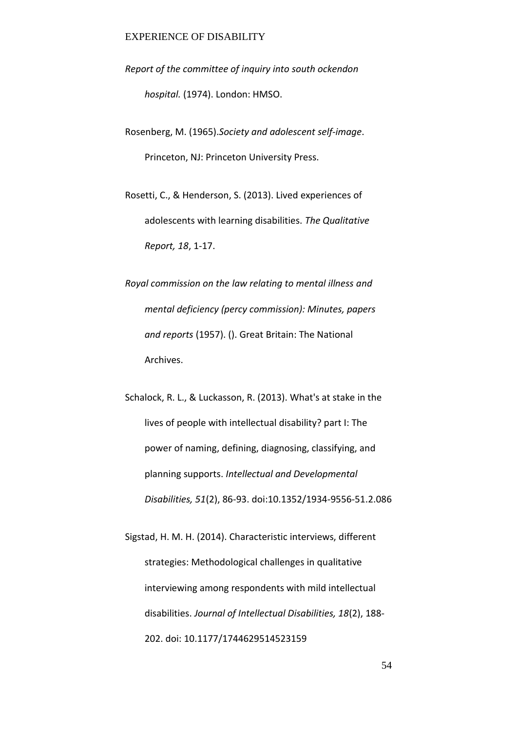*Report of the committee of inquiry into south ockendon hospital.* (1974). London: HMSO.

Rosenberg, M. (1965).*Society and adolescent self-image*. Princeton, NJ: Princeton University Press.

Rosetti, C., & Henderson, S. (2013). Lived experiences of adolescents with learning disabilities. *The Qualitative Report, 18*, 1-17.

*Royal commission on the law relating to mental illness and mental deficiency (percy commission): Minutes, papers and reports* (1957). (). Great Britain: The National Archives.

Schalock, R. L., & Luckasson, R. (2013). What's at stake in the lives of people with intellectual disability? part I: The power of naming, defining, diagnosing, classifying, and planning supports. *Intellectual and Developmental Disabilities, 51*(2), 86-93. doi:10.1352/1934-9556-51.2.086

Sigstad, H. M. H. (2014). Characteristic interviews, different strategies: Methodological challenges in qualitative interviewing among respondents with mild intellectual disabilities. *Journal of Intellectual Disabilities, 18*(2), 188-202. doi: 10.1177/1744629514523159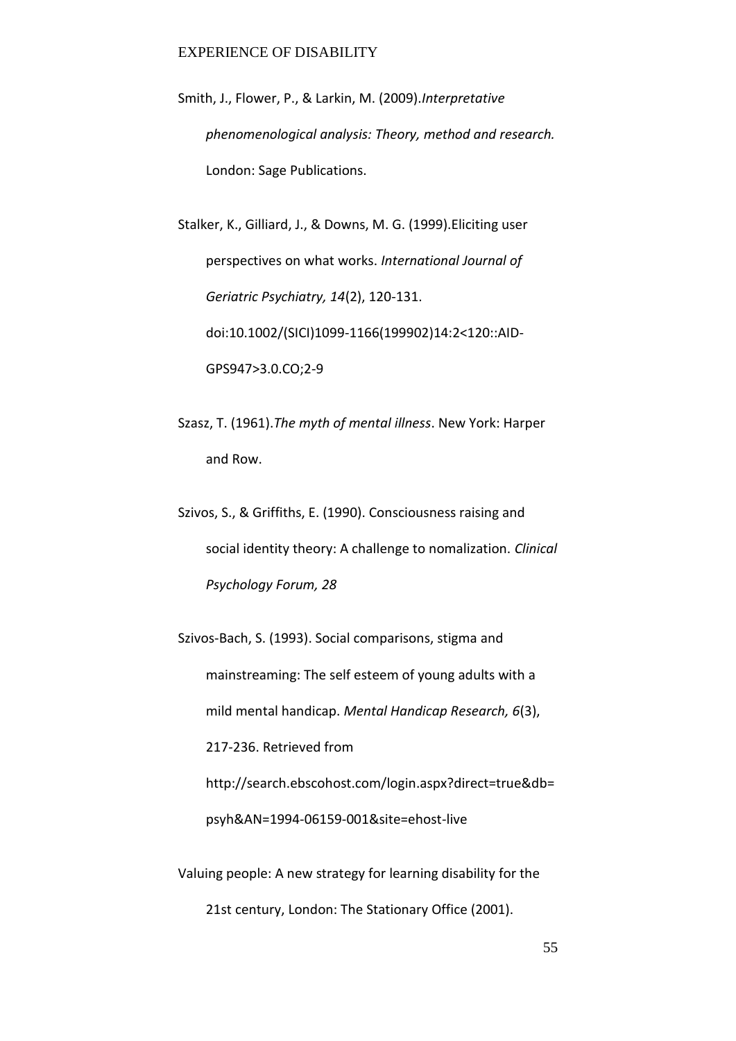Smith, J., Flower, P., & Larkin, M. (2009).*Interpretative phenomenological analysis: Theory, method and research.* London: Sage Publications.

Stalker, K., Gilliard, J., & Downs, M. G. (1999).Eliciting user perspectives on what works. *International Journal of Geriatric Psychiatry, 14*(2), 120-131. doi:10.1002/(SICI)1099-1166(199902)14:2<120::AID-GPS947>3.0.CO;2-9

Szasz, T. (1961).*The myth of mental illness*. New York: Harper and Row.

Szivos, S., & Griffiths, E. (1990). Consciousness raising and social identity theory: A challenge to nomalization. *Clinical Psychology Forum, 28*

Szivos-Bach, S. (1993). Social comparisons, stigma and mainstreaming: The self esteem of young adults with a mild mental handicap. *Mental Handicap Research, 6*(3), 217-236. Retrieved from http://search.ebscohost.com/login.aspx?direct=true&db=psyh&AN=1994-06159-001&site=ehost-live

Valuing people: A new strategy for learning disability for the 21st century, London: The Stationary Office (2001).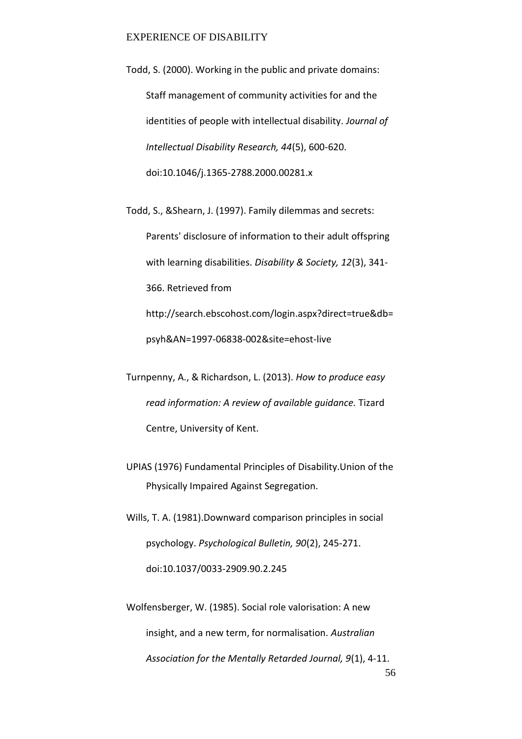Todd, S. (2000). Working in the public and private domains: Staff management of community activities for and the identities of people with intellectual disability. *Journal of Intellectual Disability Research, 44*(5), 600-620. doi:10.1046/j.1365-2788.2000.00281.x

Todd, S., &Shearn, J. (1997). Family dilemmas and secrets: Parents' disclosure of information to their adult offspring with learning disabilities. *Disability & Society, 12*(3), 341-366. Retrieved from http://search.ebscohost.com/login.aspx?direct=true&db=psyh&AN=1997-06838-002&site=ehost-live

Turnpenny, A., & Richardson, L. (2013). *How to produce easy read information: A review of available guidance.* Tizard Centre, University of Kent.

UPIAS (1976) Fundamental Principles of Disability.Union of the Physically Impaired Against Segregation.

Wills, T. A. (1981).Downward comparison principles in social psychology. *Psychological Bulletin, 90*(2), 245-271. doi:10.1037/0033-2909.90.2.245

Wolfensberger, W. (1985). Social role valorisation: A new insight, and a new term, for normalisation. *Australian Association for the Mentally Retarded Journal, 9*(1), 4-11.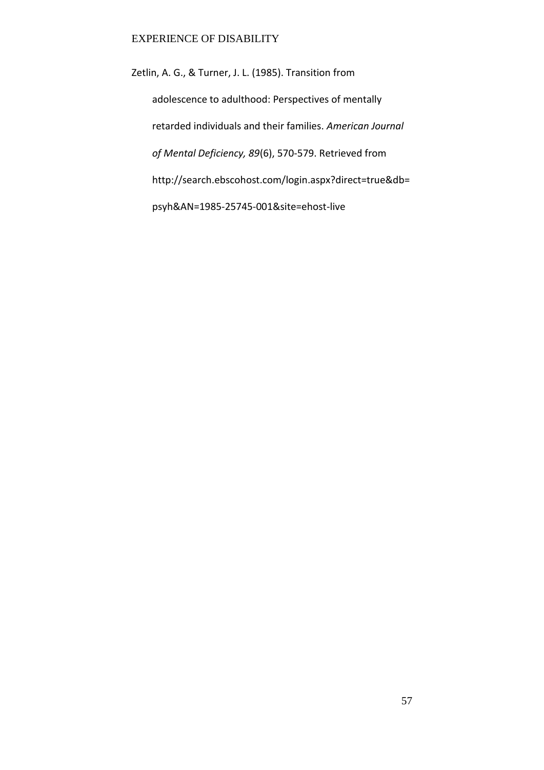Zetlin, A. G., & Turner, J. L. (1985). Transition from adolescence to adulthood: Perspectives of mentally retarded individuals and their families. *American Journal of Mental Deficiency, 89*(6), 570-579. Retrieved from http://search.ebscohost.com/login.aspx?direct=true&db=psyh&AN=1985-25745-001&site=ehost-live